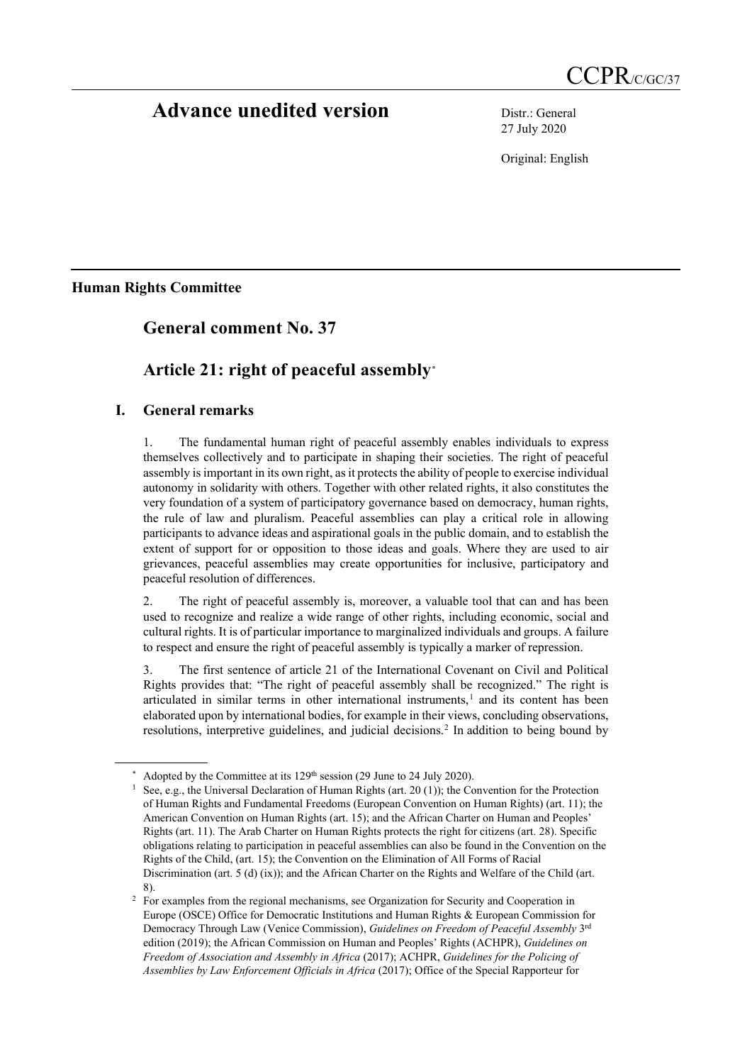CCPR/C/GC/37

# Advance unedited version

Distr.: General
27 July 2020

Original: English

**Human Rights Committee**

## General comment No. 37

## Article 21: right of peaceful assembly*

### I. General remarks

1. The fundamental human right of peaceful assembly enables individuals to express themselves collectively and to participate in shaping their societies. The right of peaceful assembly is important in its own right, as it protects the ability of people to exercise individual autonomy in solidarity with others. Together with other related rights, it also constitutes the very foundation of a system of participatory governance based on democracy, human rights, the rule of law and pluralism. Peaceful assemblies can play a critical role in allowing participants to advance ideas and aspirational goals in the public domain, and to establish the extent of support for or opposition to those ideas and goals. Where they are used to air grievances, peaceful assemblies may create opportunities for inclusive, participatory and peaceful resolution of differences.

2. The right of peaceful assembly is, moreover, a valuable tool that can and has been used to recognize and realize a wide range of other rights, including economic, social and cultural rights. It is of particular importance to marginalized individuals and groups. A failure to respect and ensure the right of peaceful assembly is typically a marker of repression.

3. The first sentence of article 21 of the International Covenant on Civil and Political Rights provides that: "The right of peaceful assembly shall be recognized." The right is articulated in similar terms in other international instruments,[1] and its content has been elaborated upon by international bodies, for example in their views, concluding observations, resolutions, interpretive guidelines, and judicial decisions.[2] In addition to being bound by

---

* Adopted by the Committee at its 129th session (29 June to 24 July 2020).

[1] See, e.g., the Universal Declaration of Human Rights (art. 20 (1)); the Convention for the Protection of Human Rights and Fundamental Freedoms (European Convention on Human Rights) (art. 11); the American Convention on Human Rights (art. 15); and the African Charter on Human and Peoples' Rights (art. 11). The Arab Charter on Human Rights protects the right for citizens (art. 28). Specific obligations relating to participation in peaceful assemblies can also be found in the Convention on the Rights of the Child, (art. 15); the Convention on the Elimination of All Forms of Racial Discrimination (art. 5 (d) (ix)); and the African Charter on the Rights and Welfare of the Child (art. 8).

[2] For examples from the regional mechanisms, see Organization for Security and Cooperation in Europe (OSCE) Office for Democratic Institutions and Human Rights & European Commission for Democracy Through Law (Venice Commission), *Guidelines on Freedom of Peaceful Assembly* 3rd edition (2019); the African Commission on Human and Peoples' Rights (ACHPR), *Guidelines on Freedom of Association and Assembly in Africa* (2017); ACHPR, *Guidelines for the Policing of Assemblies by Law Enforcement Officials in Africa* (2017); Office of the Special Rapporteur for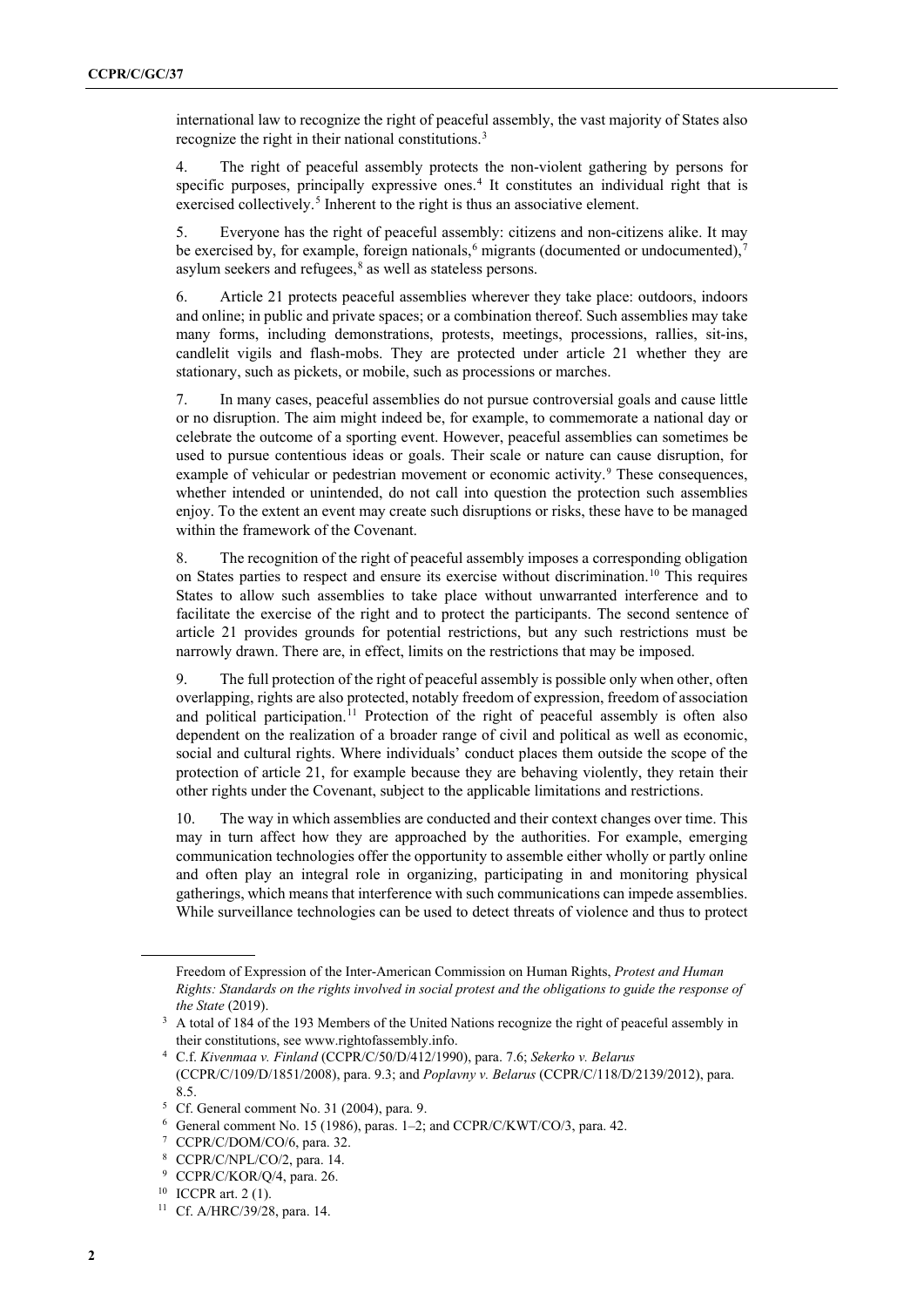international law to recognize the right of peaceful assembly, the vast majority of States also recognize the right in their national constitutions.[3]

4. The right of peaceful assembly protects the non-violent gathering by persons for specific purposes, principally expressive ones.[4] It constitutes an individual right that is exercised collectively.[5] Inherent to the right is thus an associative element.

5. Everyone has the right of peaceful assembly: citizens and non-citizens alike. It may be exercised by, for example, foreign nationals,[6] migrants (documented or undocumented),[7] asylum seekers and refugees,[8] as well as stateless persons.

6. Article 21 protects peaceful assemblies wherever they take place: outdoors, indoors and online; in public and private spaces; or a combination thereof. Such assemblies may take many forms, including demonstrations, protests, meetings, processions, rallies, sit-ins, candlelit vigils and flash-mobs. They are protected under article 21 whether they are stationary, such as pickets, or mobile, such as processions or marches.

7. In many cases, peaceful assemblies do not pursue controversial goals and cause little or no disruption. The aim might indeed be, for example, to commemorate a national day or celebrate the outcome of a sporting event. However, peaceful assemblies can sometimes be used to pursue contentious ideas or goals. Their scale or nature can cause disruption, for example of vehicular or pedestrian movement or economic activity.[9] These consequences, whether intended or unintended, do not call into question the protection such assemblies enjoy. To the extent an event may create such disruptions or risks, these have to be managed within the framework of the Covenant.

8. The recognition of the right of peaceful assembly imposes a corresponding obligation on States parties to respect and ensure its exercise without discrimination.[10] This requires States to allow such assemblies to take place without unwarranted interference and to facilitate the exercise of the right and to protect the participants. The second sentence of article 21 provides grounds for potential restrictions, but any such restrictions must be narrowly drawn. There are, in effect, limits on the restrictions that may be imposed.

9. The full protection of the right of peaceful assembly is possible only when other, often overlapping, rights are also protected, notably freedom of expression, freedom of association and political participation.[11] Protection of the right of peaceful assembly is often also dependent on the realization of a broader range of civil and political as well as economic, social and cultural rights. Where individuals' conduct places them outside the scope of the protection of article 21, for example because they are behaving violently, they retain their other rights under the Covenant, subject to the applicable limitations and restrictions.

10. The way in which assemblies are conducted and their context changes over time. This may in turn affect how they are approached by the authorities. For example, emerging communication technologies offer the opportunity to assemble either wholly or partly online and often play an integral role in organizing, participating in and monitoring physical gatherings, which means that interference with such communications can impede assemblies. While surveillance technologies can be used to detect threats of violence and thus to protect

---

Freedom of Expression of the Inter-American Commission on Human Rights, *Protest and Human Rights: Standards on the rights involved in social protest and the obligations to guide the response of the State* (2019).

[3] A total of 184 of the 193 Members of the United Nations recognize the right of peaceful assembly in their constitutions, see www.rightofassembly.info.

[4] C.f. *Kivenmaa v. Finland* (CCPR/C/50/D/412/1990), para. 7.6; *Sekerko v. Belarus* (CCPR/C/109/D/1851/2008), para. 9.3; and *Poplavny v. Belarus* (CCPR/C/118/D/2139/2012), para. 8.5.

[5] Cf. General comment No. 31 (2004), para. 9.

[6] General comment No. 15 (1986), paras. 1–2; and CCPR/C/KWT/CO/3, para. 42.

[7] CCPR/C/DOM/CO/6, para. 32.

[8] CCPR/C/NPL/CO/2, para. 14.

[9] CCPR/C/KOR/Q/4, para. 26.

[10] ICCPR art. 2 (1).

[11] Cf. A/HRC/39/28, para. 14.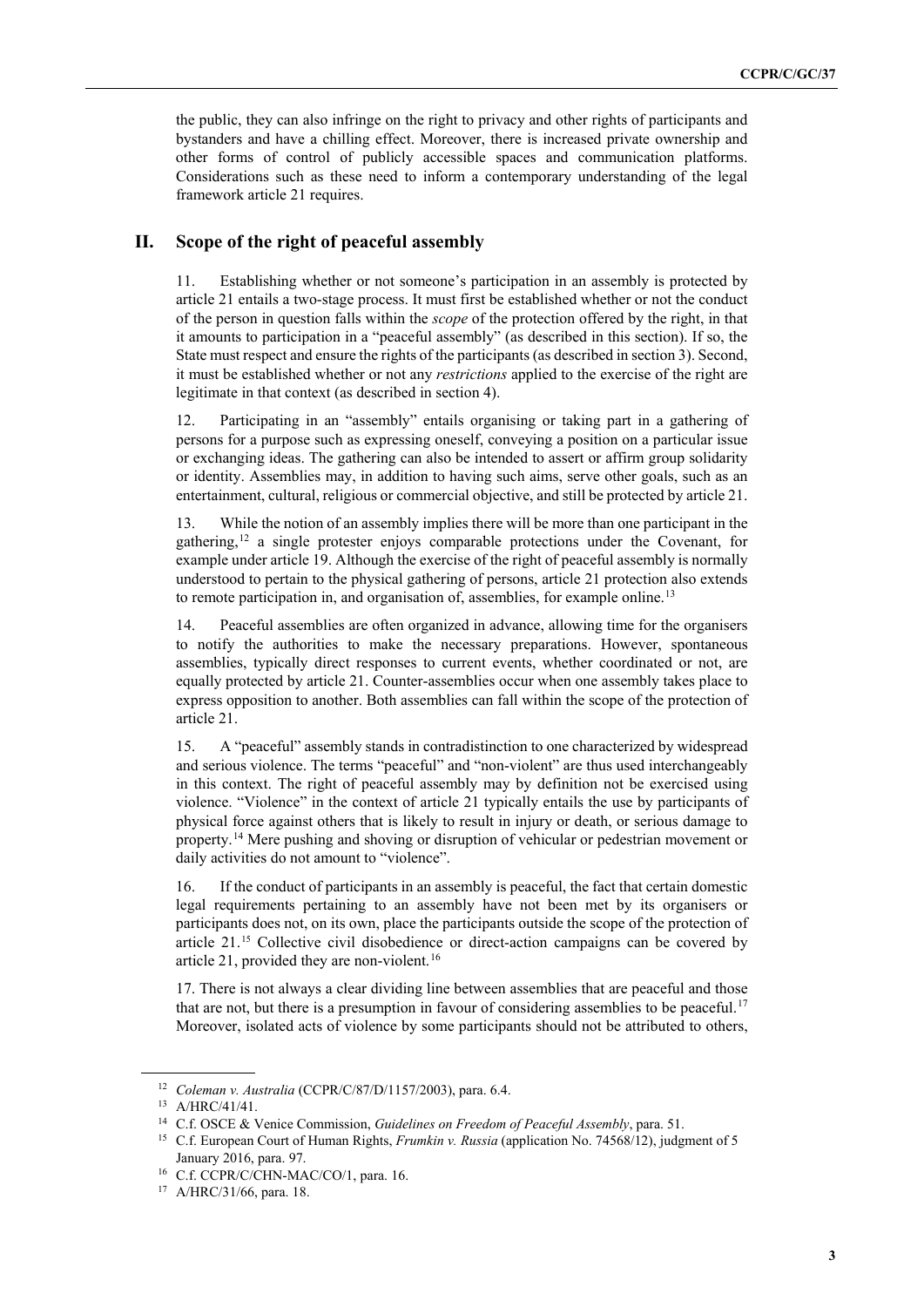the public, they can also infringe on the right to privacy and other rights of participants and bystanders and have a chilling effect. Moreover, there is increased private ownership and other forms of control of publicly accessible spaces and communication platforms. Considerations such as these need to inform a contemporary understanding of the legal framework article 21 requires.

## II. Scope of the right of peaceful assembly

11. Establishing whether or not someone's participation in an assembly is protected by article 21 entails a two-stage process. It must first be established whether or not the conduct of the person in question falls within the *scope* of the protection offered by the right, in that it amounts to participation in a "peaceful assembly" (as described in this section). If so, the State must respect and ensure the rights of the participants (as described in section 3). Second, it must be established whether or not any *restrictions* applied to the exercise of the right are legitimate in that context (as described in section 4).

12. Participating in an "assembly" entails organising or taking part in a gathering of persons for a purpose such as expressing oneself, conveying a position on a particular issue or exchanging ideas. The gathering can also be intended to assert or affirm group solidarity or identity. Assemblies may, in addition to having such aims, serve other goals, such as an entertainment, cultural, religious or commercial objective, and still be protected by article 21.

13. While the notion of an assembly implies there will be more than one participant in the gathering,[12] a single protester enjoys comparable protections under the Covenant, for example under article 19. Although the exercise of the right of peaceful assembly is normally understood to pertain to the physical gathering of persons, article 21 protection also extends to remote participation in, and organisation of, assemblies, for example online.[13]

14. Peaceful assemblies are often organized in advance, allowing time for the organisers to notify the authorities to make the necessary preparations. However, spontaneous assemblies, typically direct responses to current events, whether coordinated or not, are equally protected by article 21. Counter-assemblies occur when one assembly takes place to express opposition to another. Both assemblies can fall within the scope of the protection of article 21.

15. A "peaceful" assembly stands in contradistinction to one characterized by widespread and serious violence. The terms "peaceful" and "non-violent" are thus used interchangeably in this context. The right of peaceful assembly may by definition not be exercised using violence. "Violence" in the context of article 21 typically entails the use by participants of physical force against others that is likely to result in injury or death, or serious damage to property.[14] Mere pushing and shoving or disruption of vehicular or pedestrian movement or daily activities do not amount to "violence".

16. If the conduct of participants in an assembly is peaceful, the fact that certain domestic legal requirements pertaining to an assembly have not been met by its organisers or participants does not, on its own, place the participants outside the scope of the protection of article 21.[15] Collective civil disobedience or direct-action campaigns can be covered by article 21, provided they are non-violent.[16]

17. There is not always a clear dividing line between assemblies that are peaceful and those that are not, but there is a presumption in favour of considering assemblies to be peaceful.[17] Moreover, isolated acts of violence by some participants should not be attributed to others,

---

[12] *Coleman v. Australia* (CCPR/C/87/D/1157/2003), para. 6.4.

[13] A/HRC/41/41.

[14] C.f. OSCE & Venice Commission, *Guidelines on Freedom of Peaceful Assembly*, para. 51.

[15] C.f. European Court of Human Rights, *Frumkin v. Russia* (application No. 74568/12), judgment of 5 January 2016, para. 97.

[16] C.f. CCPR/C/CHN-MAC/CO/1, para. 16.

[17] A/HRC/31/66, para. 18.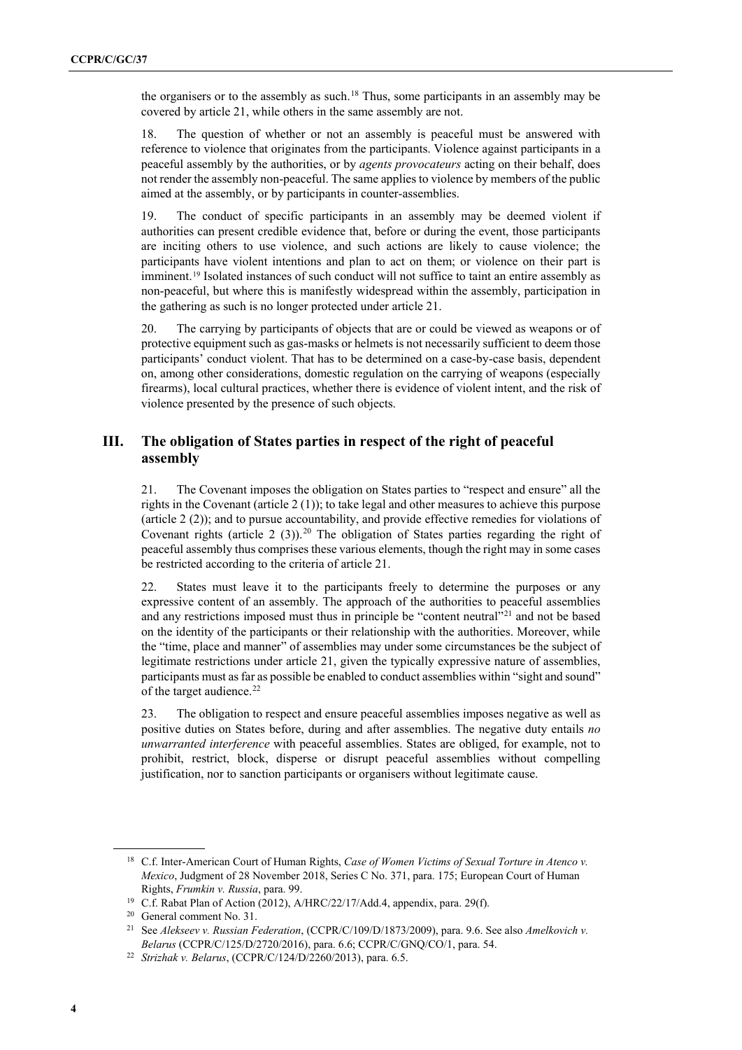the organisers or to the assembly as such.[18] Thus, some participants in an assembly may be covered by article 21, while others in the same assembly are not.

18. The question of whether or not an assembly is peaceful must be answered with reference to violence that originates from the participants. Violence against participants in a peaceful assembly by the authorities, or by *agents provocateurs* acting on their behalf, does not render the assembly non-peaceful. The same applies to violence by members of the public aimed at the assembly, or by participants in counter-assemblies.

19. The conduct of specific participants in an assembly may be deemed violent if authorities can present credible evidence that, before or during the event, those participants are inciting others to use violence, and such actions are likely to cause violence; the participants have violent intentions and plan to act on them; or violence on their part is imminent.[19] Isolated instances of such conduct will not suffice to taint an entire assembly as non-peaceful, but where this is manifestly widespread within the assembly, participation in the gathering as such is no longer protected under article 21.

20. The carrying by participants of objects that are or could be viewed as weapons or of protective equipment such as gas-masks or helmets is not necessarily sufficient to deem those participants' conduct violent. That has to be determined on a case-by-case basis, dependent on, among other considerations, domestic regulation on the carrying of weapons (especially firearms), local cultural practices, whether there is evidence of violent intent, and the risk of violence presented by the presence of such objects.

## III. The obligation of States parties in respect of the right of peaceful assembly

21. The Covenant imposes the obligation on States parties to "respect and ensure" all the rights in the Covenant (article 2 (1)); to take legal and other measures to achieve this purpose (article 2 (2)); and to pursue accountability, and provide effective remedies for violations of Covenant rights (article 2 (3)).[20] The obligation of States parties regarding the right of peaceful assembly thus comprises these various elements, though the right may in some cases be restricted according to the criteria of article 21.

22. States must leave it to the participants freely to determine the purposes or any expressive content of an assembly. The approach of the authorities to peaceful assemblies and any restrictions imposed must thus in principle be "content neutral"[21] and not be based on the identity of the participants or their relationship with the authorities. Moreover, while the "time, place and manner" of assemblies may under some circumstances be the subject of legitimate restrictions under article 21, given the typically expressive nature of assemblies, participants must as far as possible be enabled to conduct assemblies within "sight and sound" of the target audience.[22]

23. The obligation to respect and ensure peaceful assemblies imposes negative as well as positive duties on States before, during and after assemblies. The negative duty entails *no unwarranted interference* with peaceful assemblies. States are obliged, for example, not to prohibit, restrict, block, disperse or disrupt peaceful assemblies without compelling justification, nor to sanction participants or organisers without legitimate cause.

---

[18] C.f. Inter-American Court of Human Rights, *Case of Women Victims of Sexual Torture in Atenco v. Mexico*, Judgment of 28 November 2018, Series C No. 371, para. 175; European Court of Human Rights, *Frumkin v. Russia*, para. 99.

[19] C.f. Rabat Plan of Action (2012), A/HRC/22/17/Add.4, appendix, para. 29(f).

[20] General comment No. 31.

[21] See *Alekseev v. Russian Federation*, (CCPR/C/109/D/1873/2009), para. 9.6. See also *Amelkovich v. Belarus* (CCPR/C/125/D/2720/2016), para. 6.6; CCPR/C/GNQ/CO/1, para. 54.

[22] *Strizhak v. Belarus*, (CCPR/C/124/D/2260/2013), para. 6.5.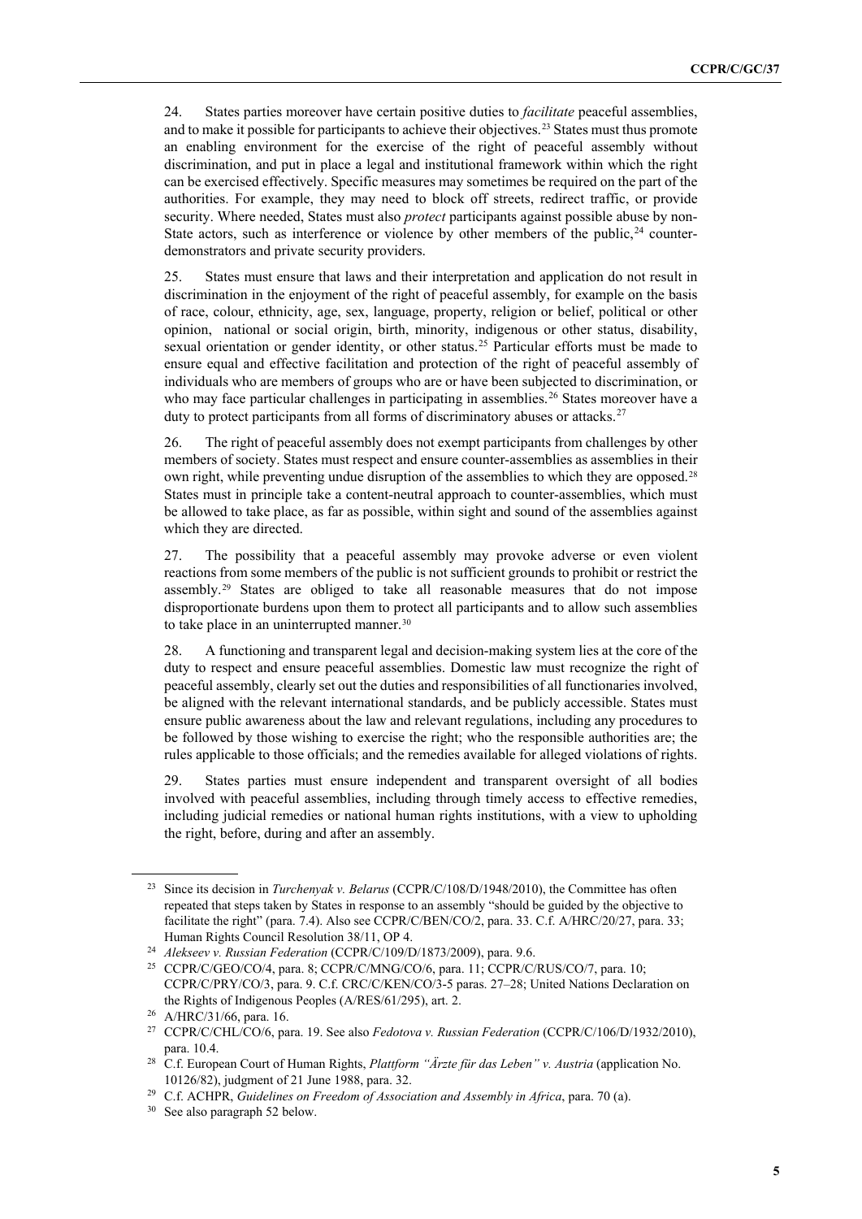24. States parties moreover have certain positive duties to *facilitate* peaceful assemblies, and to make it possible for participants to achieve their objectives.[23] States must thus promote an enabling environment for the exercise of the right of peaceful assembly without discrimination, and put in place a legal and institutional framework within which the right can be exercised effectively. Specific measures may sometimes be required on the part of the authorities. For example, they may need to block off streets, redirect traffic, or provide security. Where needed, States must also *protect* participants against possible abuse by non-State actors, such as interference or violence by other members of the public,[24] counter-demonstrators and private security providers.

25. States must ensure that laws and their interpretation and application do not result in discrimination in the enjoyment of the right of peaceful assembly, for example on the basis of race, colour, ethnicity, age, sex, language, property, religion or belief, political or other opinion, national or social origin, birth, minority, indigenous or other status, disability, sexual orientation or gender identity, or other status.[25] Particular efforts must be made to ensure equal and effective facilitation and protection of the right of peaceful assembly of individuals who are members of groups who are or have been subjected to discrimination, or who may face particular challenges in participating in assemblies.[26] States moreover have a duty to protect participants from all forms of discriminatory abuses or attacks.[27]

26. The right of peaceful assembly does not exempt participants from challenges by other members of society. States must respect and ensure counter-assemblies as assemblies in their own right, while preventing undue disruption of the assemblies to which they are opposed.[28] States must in principle take a content-neutral approach to counter-assemblies, which must be allowed to take place, as far as possible, within sight and sound of the assemblies against which they are directed.

27. The possibility that a peaceful assembly may provoke adverse or even violent reactions from some members of the public is not sufficient grounds to prohibit or restrict the assembly.[29] States are obliged to take all reasonable measures that do not impose disproportionate burdens upon them to protect all participants and to allow such assemblies to take place in an uninterrupted manner.[30]

28. A functioning and transparent legal and decision-making system lies at the core of the duty to respect and ensure peaceful assemblies. Domestic law must recognize the right of peaceful assembly, clearly set out the duties and responsibilities of all functionaries involved, be aligned with the relevant international standards, and be publicly accessible. States must ensure public awareness about the law and relevant regulations, including any procedures to be followed by those wishing to exercise the right; who the responsible authorities are; the rules applicable to those officials; and the remedies available for alleged violations of rights.

29. States parties must ensure independent and transparent oversight of all bodies involved with peaceful assemblies, including through timely access to effective remedies, including judicial remedies or national human rights institutions, with a view to upholding the right, before, during and after an assembly.

---

[23] Since its decision in *Turchenyak v. Belarus* (CCPR/C/108/D/1948/2010), the Committee has often repeated that steps taken by States in response to an assembly "should be guided by the objective to facilitate the right" (para. 7.4). Also see CCPR/C/BEN/CO/2, para. 33. C.f. A/HRC/20/27, para. 33; Human Rights Council Resolution 38/11, OP 4.

[24] *Alekseev v. Russian Federation* (CCPR/C/109/D/1873/2009), para. 9.6.

[25] CCPR/C/GEO/CO/4, para. 8; CCPR/C/MNG/CO/6, para. 11; CCPR/C/RUS/CO/7, para. 10; CCPR/C/PRY/CO/3, para. 9. C.f. CRC/C/KEN/CO/3-5 paras. 27–28; United Nations Declaration on the Rights of Indigenous Peoples (A/RES/61/295), art. 2.

[26] A/HRC/31/66, para. 16.

[27] CCPR/C/CHL/CO/6, para. 19. See also *Fedotova v. Russian Federation* (CCPR/C/106/D/1932/2010), para. 10.4.

[28] C.f. European Court of Human Rights, *Plattform "Ärzte für das Leben" v. Austria* (application No. 10126/82), judgment of 21 June 1988, para. 32.

[29] C.f. ACHPR, *Guidelines on Freedom of Association and Assembly in Africa*, para. 70 (a).

[30] See also paragraph 52 below.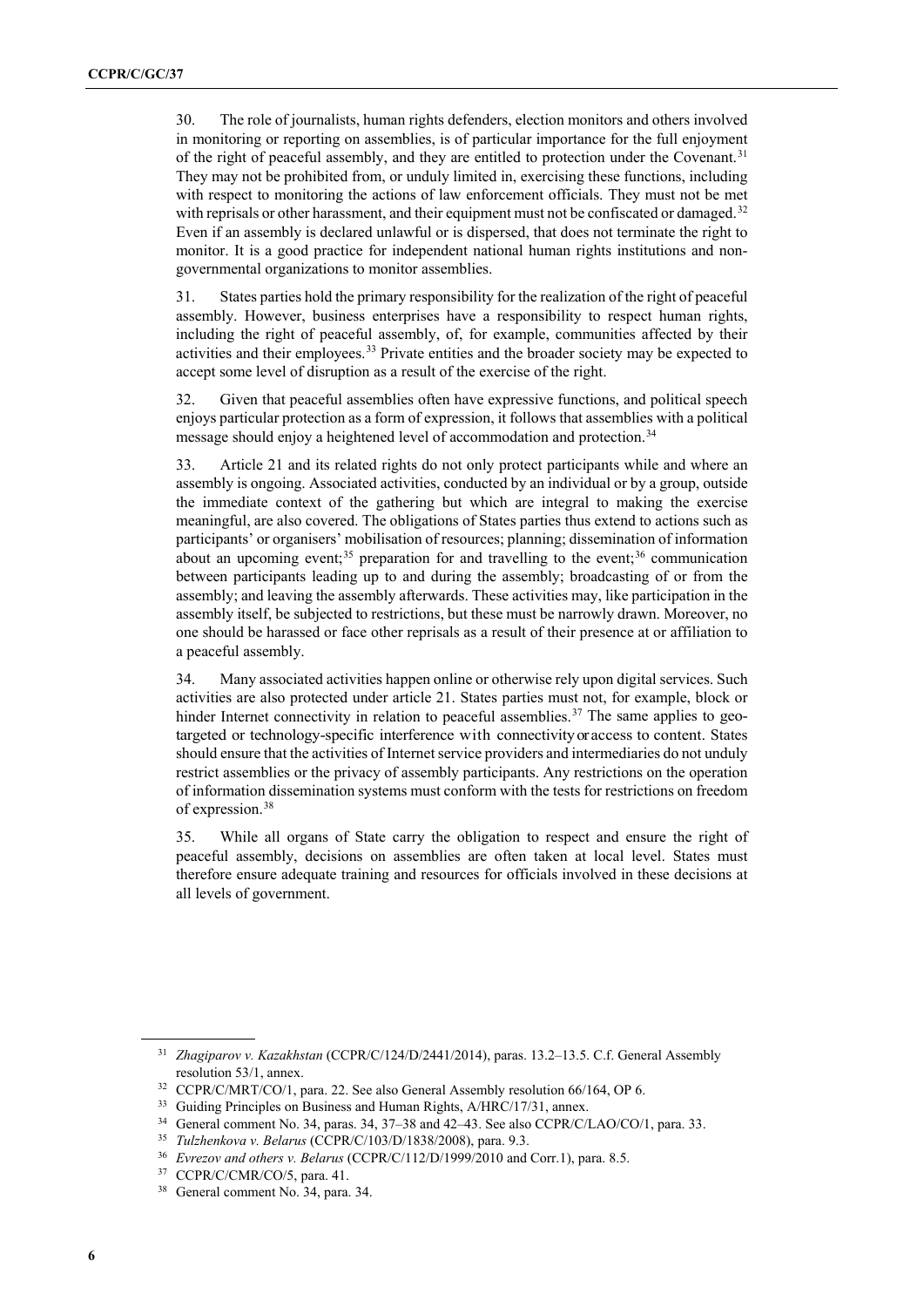30. The role of journalists, human rights defenders, election monitors and others involved in monitoring or reporting on assemblies, is of particular importance for the full enjoyment of the right of peaceful assembly, and they are entitled to protection under the Covenant.[31] They may not be prohibited from, or unduly limited in, exercising these functions, including with respect to monitoring the actions of law enforcement officials. They must not be met with reprisals or other harassment, and their equipment must not be confiscated or damaged.[32] Even if an assembly is declared unlawful or is dispersed, that does not terminate the right to monitor. It is a good practice for independent national human rights institutions and non-governmental organizations to monitor assemblies.

31. States parties hold the primary responsibility for the realization of the right of peaceful assembly. However, business enterprises have a responsibility to respect human rights, including the right of peaceful assembly, of, for example, communities affected by their activities and their employees.[33] Private entities and the broader society may be expected to accept some level of disruption as a result of the exercise of the right.

32. Given that peaceful assemblies often have expressive functions, and political speech enjoys particular protection as a form of expression, it follows that assemblies with a political message should enjoy a heightened level of accommodation and protection.[34]

33. Article 21 and its related rights do not only protect participants while and where an assembly is ongoing. Associated activities, conducted by an individual or by a group, outside the immediate context of the gathering but which are integral to making the exercise meaningful, are also covered. The obligations of States parties thus extend to actions such as participants' or organisers' mobilisation of resources; planning; dissemination of information about an upcoming event;[35] preparation for and travelling to the event;[36] communication between participants leading up to and during the assembly; broadcasting of or from the assembly; and leaving the assembly afterwards. These activities may, like participation in the assembly itself, be subjected to restrictions, but these must be narrowly drawn. Moreover, no one should be harassed or face other reprisals as a result of their presence at or affiliation to a peaceful assembly.

34. Many associated activities happen online or otherwise rely upon digital services. Such activities are also protected under article 21. States parties must not, for example, block or hinder Internet connectivity in relation to peaceful assemblies.[37] The same applies to geo-targeted or technology-specific interference with connectivity or access to content. States should ensure that the activities of Internet service providers and intermediaries do not unduly restrict assemblies or the privacy of assembly participants. Any restrictions on the operation of information dissemination systems must conform with the tests for restrictions on freedom of expression.[38]

35. While all organs of State carry the obligation to respect and ensure the right of peaceful assembly, decisions on assemblies are often taken at local level. States must therefore ensure adequate training and resources for officials involved in these decisions at all levels of government.

---

[31] *Zhagiparov v. Kazakhstan* (CCPR/C/124/D/2441/2014), paras. 13.2–13.5. C.f. General Assembly resolution 53/1, annex.

[32] CCPR/C/MRT/CO/1, para. 22. See also General Assembly resolution 66/164, OP 6.

[33] Guiding Principles on Business and Human Rights, A/HRC/17/31, annex.

[34] General comment No. 34, paras. 34, 37–38 and 42–43. See also CCPR/C/LAO/CO/1, para. 33.

[35] *Tulzhenkova v. Belarus* (CCPR/C/103/D/1838/2008), para. 9.3.

[36] *Evrezov and others v. Belarus* (CCPR/C/112/D/1999/2010 and Corr.1), para. 8.5.

[37] CCPR/C/CMR/CO/5, para. 41.

[38] General comment No. 34, para. 34.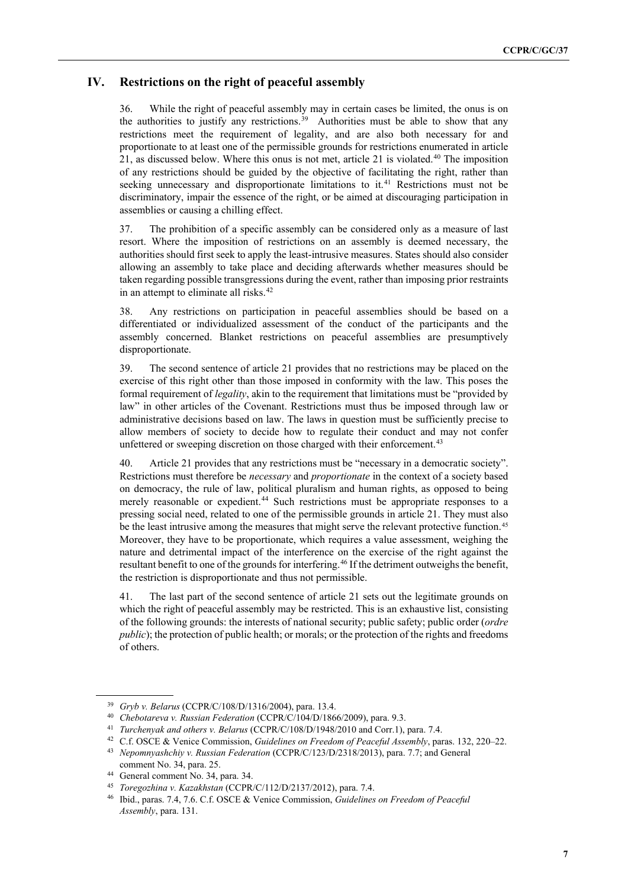## IV. Restrictions on the right of peaceful assembly

36. While the right of peaceful assembly may in certain cases be limited, the onus is on the authorities to justify any restrictions.[39] Authorities must be able to show that any restrictions meet the requirement of legality, and are also both necessary for and proportionate to at least one of the permissible grounds for restrictions enumerated in article 21, as discussed below. Where this onus is not met, article 21 is violated.[40] The imposition of any restrictions should be guided by the objective of facilitating the right, rather than seeking unnecessary and disproportionate limitations to it.[41] Restrictions must not be discriminatory, impair the essence of the right, or be aimed at discouraging participation in assemblies or causing a chilling effect.

37. The prohibition of a specific assembly can be considered only as a measure of last resort. Where the imposition of restrictions on an assembly is deemed necessary, the authorities should first seek to apply the least-intrusive measures. States should also consider allowing an assembly to take place and deciding afterwards whether measures should be taken regarding possible transgressions during the event, rather than imposing prior restraints in an attempt to eliminate all risks.[42]

38. Any restrictions on participation in peaceful assemblies should be based on a differentiated or individualized assessment of the conduct of the participants and the assembly concerned. Blanket restrictions on peaceful assemblies are presumptively disproportionate.

39. The second sentence of article 21 provides that no restrictions may be placed on the exercise of this right other than those imposed in conformity with the law. This poses the formal requirement of *legality*, akin to the requirement that limitations must be "provided by law" in other articles of the Covenant. Restrictions must thus be imposed through law or administrative decisions based on law. The laws in question must be sufficiently precise to allow members of society to decide how to regulate their conduct and may not confer unfettered or sweeping discretion on those charged with their enforcement.[43]

40. Article 21 provides that any restrictions must be "necessary in a democratic society". Restrictions must therefore be *necessary* and *proportionate* in the context of a society based on democracy, the rule of law, political pluralism and human rights, as opposed to being merely reasonable or expedient.[44] Such restrictions must be appropriate responses to a pressing social need, related to one of the permissible grounds in article 21. They must also be the least intrusive among the measures that might serve the relevant protective function.[45] Moreover, they have to be proportionate, which requires a value assessment, weighing the nature and detrimental impact of the interference on the exercise of the right against the resultant benefit to one of the grounds for interfering.[46] If the detriment outweighs the benefit, the restriction is disproportionate and thus not permissible.

41. The last part of the second sentence of article 21 sets out the legitimate grounds on which the right of peaceful assembly may be restricted. This is an exhaustive list, consisting of the following grounds: the interests of national security; public safety; public order (*ordre public*); the protection of public health; or morals; or the protection of the rights and freedoms of others.

---

[39] *Gryb v. Belarus* (CCPR/C/108/D/1316/2004), para. 13.4.

[40] *Chebotareva v. Russian Federation* (CCPR/C/104/D/1866/2009), para. 9.3.

[41] *Turchenyak and others v. Belarus* (CCPR/C/108/D/1948/2010 and Corr.1), para. 7.4.

[42] C.f. OSCE & Venice Commission, *Guidelines on Freedom of Peaceful Assembly*, paras. 132, 220–22.

[43] *Nepomnyashchiy v. Russian Federation* (CCPR/C/123/D/2318/2013), para. 7.7; and General comment No. 34, para. 25.

[44] General comment No. 34, para. 34.

[45] *Toregozhina v. Kazakhstan* (CCPR/C/112/D/2137/2012), para. 7.4.

[46] Ibid., paras. 7.4, 7.6. C.f. OSCE & Venice Commission, *Guidelines on Freedom of Peaceful Assembly*, para. 131.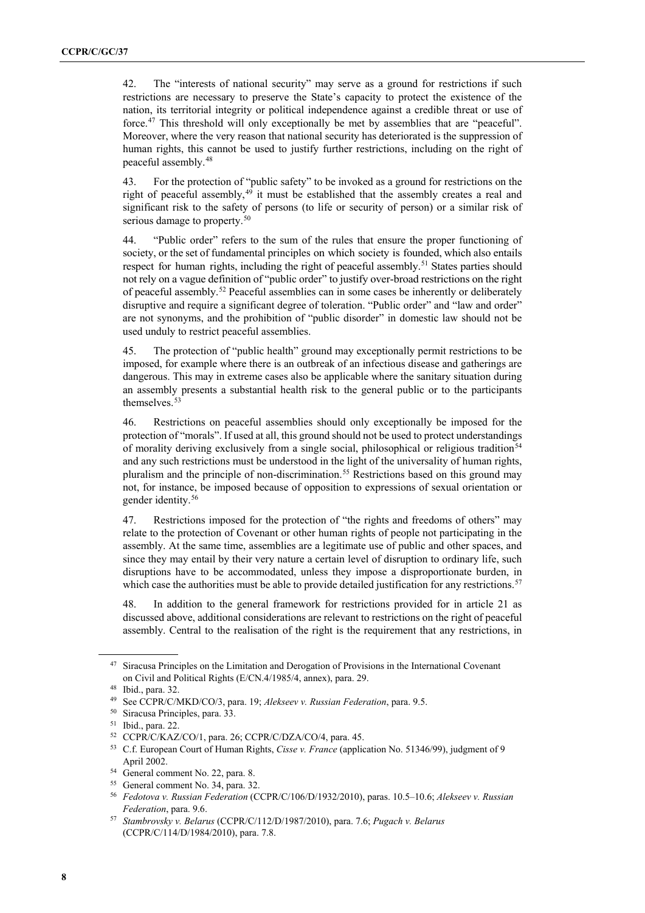42. The "interests of national security" may serve as a ground for restrictions if such restrictions are necessary to preserve the State's capacity to protect the existence of the nation, its territorial integrity or political independence against a credible threat or use of force.[47] This threshold will only exceptionally be met by assemblies that are "peaceful". Moreover, where the very reason that national security has deteriorated is the suppression of human rights, this cannot be used to justify further restrictions, including on the right of peaceful assembly.[48]

43. For the protection of "public safety" to be invoked as a ground for restrictions on the right of peaceful assembly,[49] it must be established that the assembly creates a real and significant risk to the safety of persons (to life or security of person) or a similar risk of serious damage to property.[50]

44. "Public order" refers to the sum of the rules that ensure the proper functioning of society, or the set of fundamental principles on which society is founded, which also entails respect for human rights, including the right of peaceful assembly.[51] States parties should not rely on a vague definition of "public order" to justify over-broad restrictions on the right of peaceful assembly.[52] Peaceful assemblies can in some cases be inherently or deliberately disruptive and require a significant degree of toleration. "Public order" and "law and order" are not synonyms, and the prohibition of "public disorder" in domestic law should not be used unduly to restrict peaceful assemblies.

45. The protection of "public health" ground may exceptionally permit restrictions to be imposed, for example where there is an outbreak of an infectious disease and gatherings are dangerous. This may in extreme cases also be applicable where the sanitary situation during an assembly presents a substantial health risk to the general public or to the participants themselves.[53]

46. Restrictions on peaceful assemblies should only exceptionally be imposed for the protection of "morals". If used at all, this ground should not be used to protect understandings of morality deriving exclusively from a single social, philosophical or religious tradition[54] and any such restrictions must be understood in the light of the universality of human rights, pluralism and the principle of non-discrimination.[55] Restrictions based on this ground may not, for instance, be imposed because of opposition to expressions of sexual orientation or gender identity.[56]

47. Restrictions imposed for the protection of "the rights and freedoms of others" may relate to the protection of Covenant or other human rights of people not participating in the assembly. At the same time, assemblies are a legitimate use of public and other spaces, and since they may entail by their very nature a certain level of disruption to ordinary life, such disruptions have to be accommodated, unless they impose a disproportionate burden, in which case the authorities must be able to provide detailed justification for any restrictions.[57]

48. In addition to the general framework for restrictions provided for in article 21 as discussed above, additional considerations are relevant to restrictions on the right of peaceful assembly. Central to the realisation of the right is the requirement that any restrictions, in

---

[47] Siracusa Principles on the Limitation and Derogation of Provisions in the International Covenant on Civil and Political Rights (E/CN.4/1985/4, annex), para. 29.

[48] Ibid., para. 32.

[49] See CCPR/C/MKD/CO/3, para. 19; *Alekseev v. Russian Federation*, para. 9.5.

[50] Siracusa Principles, para. 33.

[51] Ibid., para. 22.

[52] CCPR/C/KAZ/CO/1, para. 26; CCPR/C/DZA/CO/4, para. 45.

[53] C.f. European Court of Human Rights, *Cisse v. France* (application No. 51346/99), judgment of 9 April 2002.

[54] General comment No. 22, para. 8.

[55] General comment No. 34, para. 32.

[56] *Fedotova v. Russian Federation* (CCPR/C/106/D/1932/2010), paras. 10.5–10.6; *Alekseev v. Russian Federation*, para. 9.6.

[57] *Stambrovsky v. Belarus* (CCPR/C/112/D/1987/2010), para. 7.6; *Pugach v. Belarus* (CCPR/C/114/D/1984/2010), para. 7.8.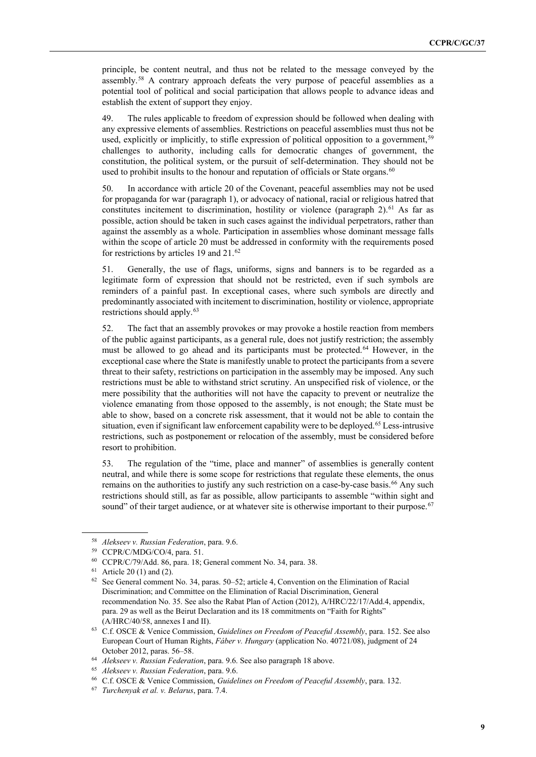principle, be content neutral, and thus not be related to the message conveyed by the assembly.[58] A contrary approach defeats the very purpose of peaceful assemblies as a potential tool of political and social participation that allows people to advance ideas and establish the extent of support they enjoy.

49. The rules applicable to freedom of expression should be followed when dealing with any expressive elements of assemblies. Restrictions on peaceful assemblies must thus not be used, explicitly or implicitly, to stifle expression of political opposition to a government,[59] challenges to authority, including calls for democratic changes of government, the constitution, the political system, or the pursuit of self-determination. They should not be used to prohibit insults to the honour and reputation of officials or State organs.[60]

50. In accordance with article 20 of the Covenant, peaceful assemblies may not be used for propaganda for war (paragraph 1), or advocacy of national, racial or religious hatred that constitutes incitement to discrimination, hostility or violence (paragraph 2).[61] As far as possible, action should be taken in such cases against the individual perpetrators, rather than against the assembly as a whole. Participation in assemblies whose dominant message falls within the scope of article 20 must be addressed in conformity with the requirements posed for restrictions by articles 19 and 21.[62]

51. Generally, the use of flags, uniforms, signs and banners is to be regarded as a legitimate form of expression that should not be restricted, even if such symbols are reminders of a painful past. In exceptional cases, where such symbols are directly and predominantly associated with incitement to discrimination, hostility or violence, appropriate restrictions should apply.[63]

52. The fact that an assembly provokes or may provoke a hostile reaction from members of the public against participants, as a general rule, does not justify restriction; the assembly must be allowed to go ahead and its participants must be protected.[64] However, in the exceptional case where the State is manifestly unable to protect the participants from a severe threat to their safety, restrictions on participation in the assembly may be imposed. Any such restrictions must be able to withstand strict scrutiny. An unspecified risk of violence, or the mere possibility that the authorities will not have the capacity to prevent or neutralize the violence emanating from those opposed to the assembly, is not enough; the State must be able to show, based on a concrete risk assessment, that it would not be able to contain the situation, even if significant law enforcement capability were to be deployed.[65] Less-intrusive restrictions, such as postponement or relocation of the assembly, must be considered before resort to prohibition.

53. The regulation of the "time, place and manner" of assemblies is generally content neutral, and while there is some scope for restrictions that regulate these elements, the onus remains on the authorities to justify any such restriction on a case-by-case basis.[66] Any such restrictions should still, as far as possible, allow participants to assemble "within sight and sound" of their target audience, or at whatever site is otherwise important to their purpose.[67]

---

[58] *Alekseev v. Russian Federation*, para. 9.6.

[59] CCPR/C/MDG/CO/4, para. 51.

[60] CCPR/C/79/Add. 86, para. 18; General comment No. 34, para. 38.

[61] Article 20 (1) and (2).

[62] See General comment No. 34, paras. 50–52; article 4, Convention on the Elimination of Racial Discrimination; and Committee on the Elimination of Racial Discrimination, General recommendation No. 35. See also the Rabat Plan of Action (2012), A/HRC/22/17/Add.4, appendix, para. 29 as well as the Beirut Declaration and its 18 commitments on "Faith for Rights" (A/HRC/40/58, annexes I and II).

[63] C.f. OSCE & Venice Commission, *Guidelines on Freedom of Peaceful Assembly*, para. 152. See also European Court of Human Rights, *Fáber v. Hungary* (application No. 40721/08), judgment of 24 October 2012, paras. 56–58.

[64] *Alekseev v. Russian Federation*, para. 9.6. See also paragraph 18 above.

[65] *Alekseev v. Russian Federation*, para. 9.6.

[66] C.f. OSCE & Venice Commission, *Guidelines on Freedom of Peaceful Assembly*, para. 132.

[67] *Turchenyak et al. v. Belarus*, para. 7.4.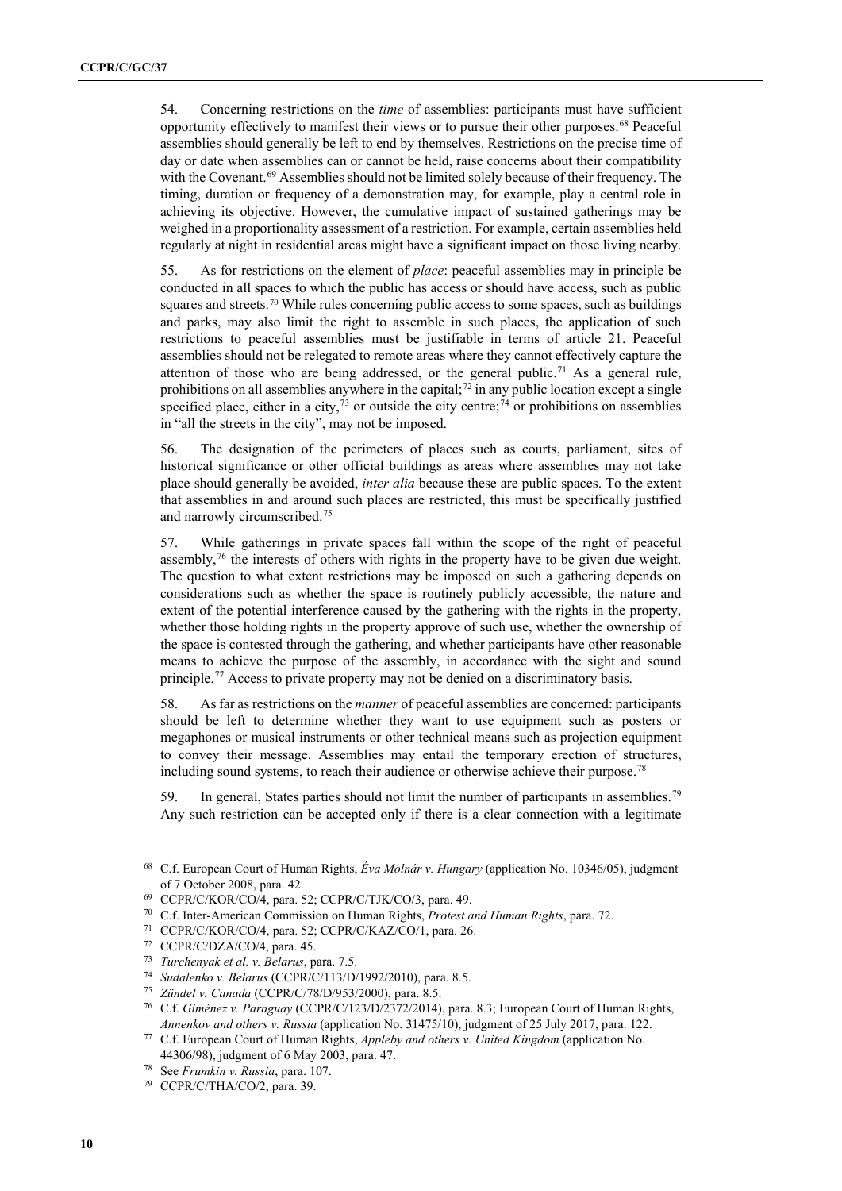54. Concerning restrictions on the *time* of assemblies: participants must have sufficient opportunity effectively to manifest their views or to pursue their other purposes.[68] Peaceful assemblies should generally be left to end by themselves. Restrictions on the precise time of day or date when assemblies can or cannot be held, raise concerns about their compatibility with the Covenant.[69] Assemblies should not be limited solely because of their frequency. The timing, duration or frequency of a demonstration may, for example, play a central role in achieving its objective. However, the cumulative impact of sustained gatherings may be weighed in a proportionality assessment of a restriction. For example, certain assemblies held regularly at night in residential areas might have a significant impact on those living nearby.

55. As for restrictions on the element of *place*: peaceful assemblies may in principle be conducted in all spaces to which the public has access or should have access, such as public squares and streets.[70] While rules concerning public access to some spaces, such as buildings and parks, may also limit the right to assemble in such places, the application of such restrictions to peaceful assemblies must be justifiable in terms of article 21. Peaceful assemblies should not be relegated to remote areas where they cannot effectively capture the attention of those who are being addressed, or the general public.[71] As a general rule, prohibitions on all assemblies anywhere in the capital;[72] in any public location except a single specified place, either in a city,[73] or outside the city centre;[74] or prohibitions on assemblies in "all the streets in the city", may not be imposed.

56. The designation of the perimeters of places such as courts, parliament, sites of historical significance or other official buildings as areas where assemblies may not take place should generally be avoided, *inter alia* because these are public spaces. To the extent that assemblies in and around such places are restricted, this must be specifically justified and narrowly circumscribed.[75]

57. While gatherings in private spaces fall within the scope of the right of peaceful assembly,[76] the interests of others with rights in the property have to be given due weight. The question to what extent restrictions may be imposed on such a gathering depends on considerations such as whether the space is routinely publicly accessible, the nature and extent of the potential interference caused by the gathering with the rights in the property, whether those holding rights in the property approve of such use, whether the ownership of the space is contested through the gathering, and whether participants have other reasonable means to achieve the purpose of the assembly, in accordance with the sight and sound principle.[77] Access to private property may not be denied on a discriminatory basis.

58. As far as restrictions on the *manner* of peaceful assemblies are concerned: participants should be left to determine whether they want to use equipment such as posters or megaphones or musical instruments or other technical means such as projection equipment to convey their message. Assemblies may entail the temporary erection of structures, including sound systems, to reach their audience or otherwise achieve their purpose.[78]

59. In general, States parties should not limit the number of participants in assemblies.[79] Any such restriction can be accepted only if there is a clear connection with a legitimate

---

[68] C.f. European Court of Human Rights, *Éva Molnár v. Hungary* (application No. 10346/05), judgment of 7 October 2008, para. 42.

[69] CCPR/C/KOR/CO/4, para. 52; CCPR/C/TJK/CO/3, para. 49.

[70] C.f. Inter-American Commission on Human Rights, *Protest and Human Rights*, para. 72.

[71] CCPR/C/KOR/CO/4, para. 52; CCPR/C/KAZ/CO/1, para. 26.

[72] CCPR/C/DZA/CO/4, para. 45.

[73] *Turchenyak et al. v. Belarus*, para. 7.5.

[74] *Sudalenko v. Belarus* (CCPR/C/113/D/1992/2010), para. 8.5.

[75] *Zündel v. Canada* (CCPR/C/78/D/953/2000), para. 8.5.

[76] C.f. *Giménez v. Paraguay* (CCPR/C/123/D/2372/2014), para. 8.3; European Court of Human Rights, *Annenkov and others v. Russia* (application No. 31475/10), judgment of 25 July 2017, para. 122.

[77] C.f. European Court of Human Rights, *Appleby and others v. United Kingdom* (application No. 44306/98), judgment of 6 May 2003, para. 47.

[78] See *Frumkin v. Russia*, para. 107.

[79] CCPR/C/THA/CO/2, para. 39.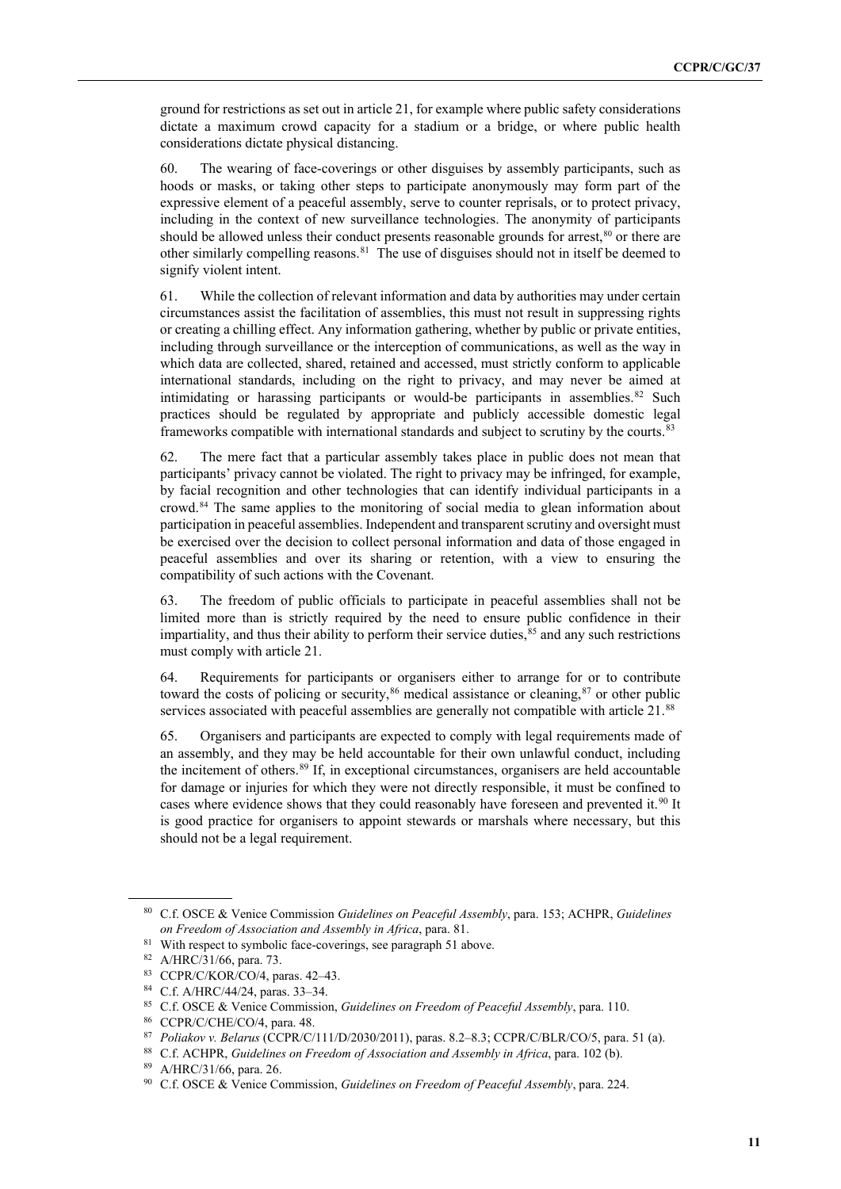ground for restrictions as set out in article 21, for example where public safety considerations dictate a maximum crowd capacity for a stadium or a bridge, or where public health considerations dictate physical distancing.

60. The wearing of face-coverings or other disguises by assembly participants, such as hoods or masks, or taking other steps to participate anonymously may form part of the expressive element of a peaceful assembly, serve to counter reprisals, or to protect privacy, including in the context of new surveillance technologies. The anonymity of participants should be allowed unless their conduct presents reasonable grounds for arrest,[80] or there are other similarly compelling reasons.[81] The use of disguises should not in itself be deemed to signify violent intent.

61. While the collection of relevant information and data by authorities may under certain circumstances assist the facilitation of assemblies, this must not result in suppressing rights or creating a chilling effect. Any information gathering, whether by public or private entities, including through surveillance or the interception of communications, as well as the way in which data are collected, shared, retained and accessed, must strictly conform to applicable international standards, including on the right to privacy, and may never be aimed at intimidating or harassing participants or would-be participants in assemblies.[82] Such practices should be regulated by appropriate and publicly accessible domestic legal frameworks compatible with international standards and subject to scrutiny by the courts.[83]

62. The mere fact that a particular assembly takes place in public does not mean that participants' privacy cannot be violated. The right to privacy may be infringed, for example, by facial recognition and other technologies that can identify individual participants in a crowd.[84] The same applies to the monitoring of social media to glean information about participation in peaceful assemblies. Independent and transparent scrutiny and oversight must be exercised over the decision to collect personal information and data of those engaged in peaceful assemblies and over its sharing or retention, with a view to ensuring the compatibility of such actions with the Covenant.

63. The freedom of public officials to participate in peaceful assemblies shall not be limited more than is strictly required by the need to ensure public confidence in their impartiality, and thus their ability to perform their service duties,[85] and any such restrictions must comply with article 21.

64. Requirements for participants or organisers either to arrange for or to contribute toward the costs of policing or security,[86] medical assistance or cleaning,[87] or other public services associated with peaceful assemblies are generally not compatible with article 21.[88]

65. Organisers and participants are expected to comply with legal requirements made of an assembly, and they may be held accountable for their own unlawful conduct, including the incitement of others.[89] If, in exceptional circumstances, organisers are held accountable for damage or injuries for which they were not directly responsible, it must be confined to cases where evidence shows that they could reasonably have foreseen and prevented it.[90] It is good practice for organisers to appoint stewards or marshals where necessary, but this should not be a legal requirement.

---

[80] C.f. OSCE & Venice Commission *Guidelines on Peaceful Assembly*, para. 153; ACHPR, *Guidelines on Freedom of Association and Assembly in Africa*, para. 81.

[81] With respect to symbolic face-coverings, see paragraph 51 above.

[82] A/HRC/31/66, para. 73.

[83] CCPR/C/KOR/CO/4, paras. 42–43.

[84] C.f. A/HRC/44/24, paras. 33–34.

[85] C.f. OSCE & Venice Commission, *Guidelines on Freedom of Peaceful Assembly*, para. 110.

[86] CCPR/C/CHE/CO/4, para. 48.

[87] *Poliakov v. Belarus* (CCPR/C/111/D/2030/2011), paras. 8.2–8.3; CCPR/C/BLR/CO/5, para. 51 (a).

[88] C.f. ACHPR, *Guidelines on Freedom of Association and Assembly in Africa*, para. 102 (b).

[89] A/HRC/31/66, para. 26.

[90] C.f. OSCE & Venice Commission, *Guidelines on Freedom of Peaceful Assembly*, para. 224.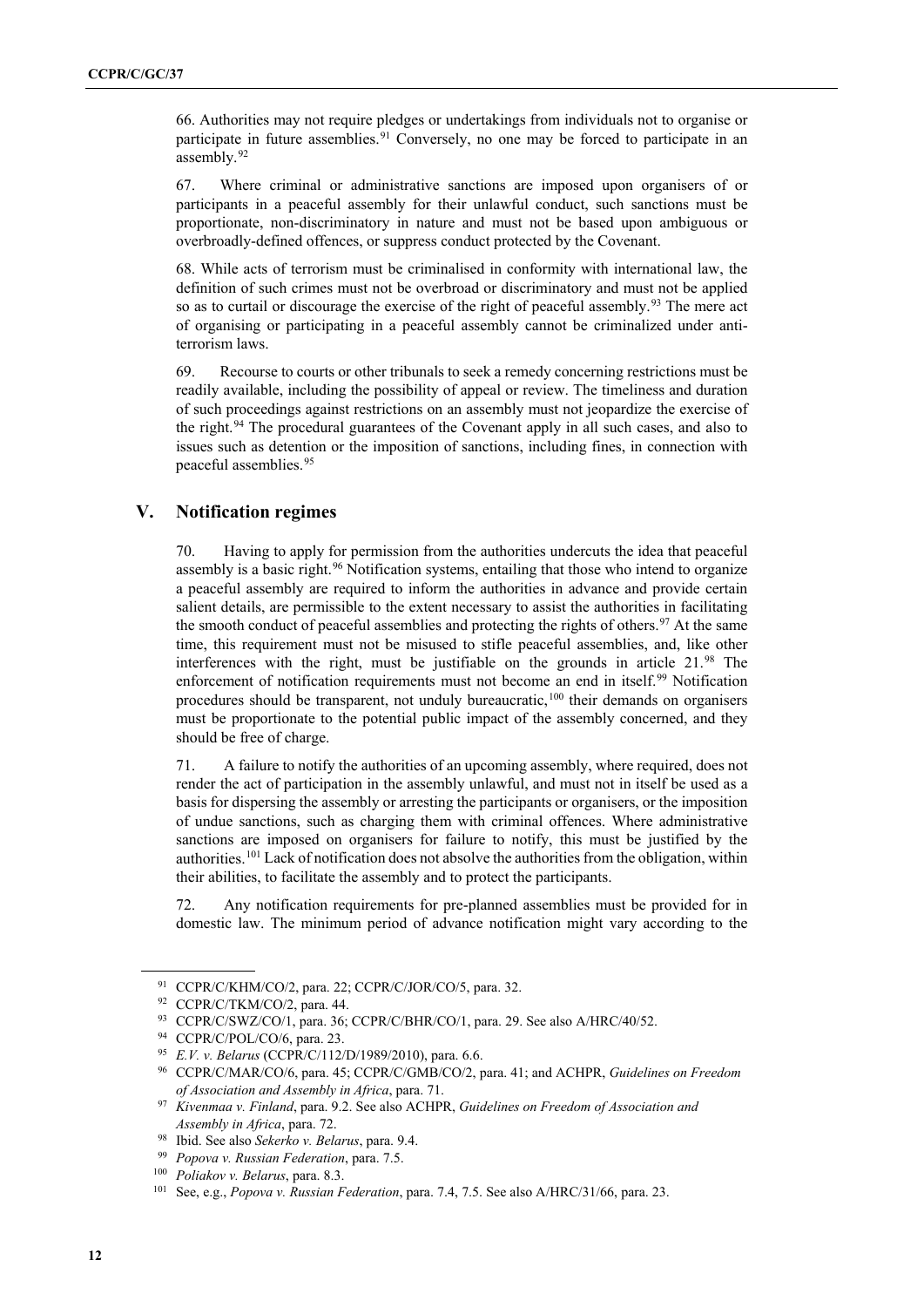66. Authorities may not require pledges or undertakings from individuals not to organise or participate in future assemblies.[91] Conversely, no one may be forced to participate in an assembly.[92]

67. Where criminal or administrative sanctions are imposed upon organisers of or participants in a peaceful assembly for their unlawful conduct, such sanctions must be proportionate, non-discriminatory in nature and must not be based upon ambiguous or overbroadly-defined offences, or suppress conduct protected by the Covenant.

68. While acts of terrorism must be criminalised in conformity with international law, the definition of such crimes must not be overbroad or discriminatory and must not be applied so as to curtail or discourage the exercise of the right of peaceful assembly.[93] The mere act of organising or participating in a peaceful assembly cannot be criminalized under anti-terrorism laws.

69. Recourse to courts or other tribunals to seek a remedy concerning restrictions must be readily available, including the possibility of appeal or review. The timeliness and duration of such proceedings against restrictions on an assembly must not jeopardize the exercise of the right.[94] The procedural guarantees of the Covenant apply in all such cases, and also to issues such as detention or the imposition of sanctions, including fines, in connection with peaceful assemblies.[95]

## V. Notification regimes

70. Having to apply for permission from the authorities undercuts the idea that peaceful assembly is a basic right.[96] Notification systems, entailing that those who intend to organize a peaceful assembly are required to inform the authorities in advance and provide certain salient details, are permissible to the extent necessary to assist the authorities in facilitating the smooth conduct of peaceful assemblies and protecting the rights of others.[97] At the same time, this requirement must not be misused to stifle peaceful assemblies, and, like other interferences with the right, must be justifiable on the grounds in article 21.[98] The enforcement of notification requirements must not become an end in itself.[99] Notification procedures should be transparent, not unduly bureaucratic,[100] their demands on organisers must be proportionate to the potential public impact of the assembly concerned, and they should be free of charge.

71. A failure to notify the authorities of an upcoming assembly, where required, does not render the act of participation in the assembly unlawful, and must not in itself be used as a basis for dispersing the assembly or arresting the participants or organisers, or the imposition of undue sanctions, such as charging them with criminal offences. Where administrative sanctions are imposed on organisers for failure to notify, this must be justified by the authorities.[101] Lack of notification does not absolve the authorities from the obligation, within their abilities, to facilitate the assembly and to protect the participants.

72. Any notification requirements for pre-planned assemblies must be provided for in domestic law. The minimum period of advance notification might vary according to the

---

[91] CCPR/C/KHM/CO/2, para. 22; CCPR/C/JOR/CO/5, para. 32.

[92] CCPR/C/TKM/CO/2, para. 44.

[93] CCPR/C/SWZ/CO/1, para. 36; CCPR/C/BHR/CO/1, para. 29. See also A/HRC/40/52.

[94] CCPR/C/POL/CO/6, para. 23.

[95] *E.V. v. Belarus* (CCPR/C/112/D/1989/2010), para. 6.6.

[96] CCPR/C/MAR/CO/6, para. 45; CCPR/C/GMB/CO/2, para. 41; and ACHPR, *Guidelines on Freedom of Association and Assembly in Africa*, para. 71.

[97] *Kivenmaa v. Finland*, para. 9.2. See also ACHPR, *Guidelines on Freedom of Association and Assembly in Africa*, para. 72.

[98] Ibid. See also *Sekerko v. Belarus*, para. 9.4.

[99] *Popova v. Russian Federation*, para. 7.5.

[100] *Poliakov v. Belarus*, para. 8.3.

[101] See, e.g., *Popova v. Russian Federation*, para. 7.4, 7.5. See also A/HRC/31/66, para. 23.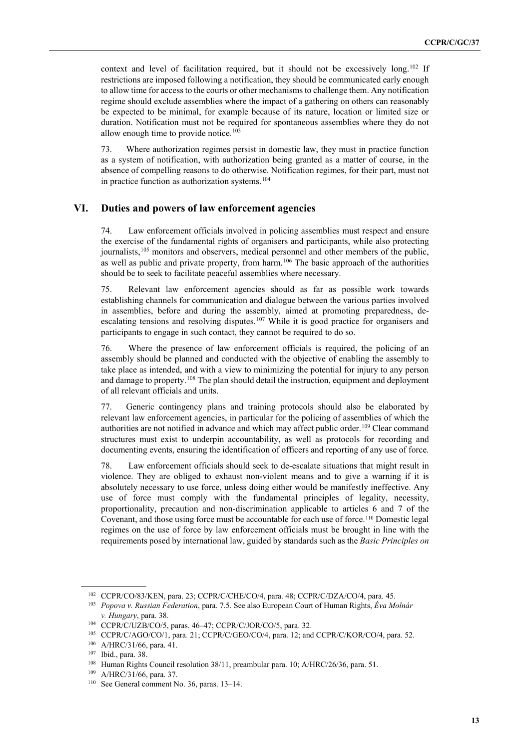context and level of facilitation required, but it should not be excessively long.[102] If restrictions are imposed following a notification, they should be communicated early enough to allow time for access to the courts or other mechanisms to challenge them. Any notification regime should exclude assemblies where the impact of a gathering on others can reasonably be expected to be minimal, for example because of its nature, location or limited size or duration. Notification must not be required for spontaneous assemblies where they do not allow enough time to provide notice.[103]

73. Where authorization regimes persist in domestic law, they must in practice function as a system of notification, with authorization being granted as a matter of course, in the absence of compelling reasons to do otherwise. Notification regimes, for their part, must not in practice function as authorization systems.[104]

## VI. Duties and powers of law enforcement agencies

74. Law enforcement officials involved in policing assemblies must respect and ensure the exercise of the fundamental rights of organisers and participants, while also protecting journalists,[105] monitors and observers, medical personnel and other members of the public, as well as public and private property, from harm.[106] The basic approach of the authorities should be to seek to facilitate peaceful assemblies where necessary.

75. Relevant law enforcement agencies should as far as possible work towards establishing channels for communication and dialogue between the various parties involved in assemblies, before and during the assembly, aimed at promoting preparedness, de-escalating tensions and resolving disputes.[107] While it is good practice for organisers and participants to engage in such contact, they cannot be required to do so.

76. Where the presence of law enforcement officials is required, the policing of an assembly should be planned and conducted with the objective of enabling the assembly to take place as intended, and with a view to minimizing the potential for injury to any person and damage to property.[108] The plan should detail the instruction, equipment and deployment of all relevant officials and units.

77. Generic contingency plans and training protocols should also be elaborated by relevant law enforcement agencies, in particular for the policing of assemblies of which the authorities are not notified in advance and which may affect public order.[109] Clear command structures must exist to underpin accountability, as well as protocols for recording and documenting events, ensuring the identification of officers and reporting of any use of force.

78. Law enforcement officials should seek to de-escalate situations that might result in violence. They are obliged to exhaust non-violent means and to give a warning if it is absolutely necessary to use force, unless doing either would be manifestly ineffective. Any use of force must comply with the fundamental principles of legality, necessity, proportionality, precaution and non-discrimination applicable to articles 6 and 7 of the Covenant, and those using force must be accountable for each use of force.[110] Domestic legal regimes on the use of force by law enforcement officials must be brought in line with the requirements posed by international law, guided by standards such as the *Basic Principles on*

---

[102] CCPR/CO/83/KEN, para. 23; CCPR/C/CHE/CO/4, para. 48; CCPR/C/DZA/CO/4, para. 45.

[103] *Popova v. Russian Federation*, para. 7.5. See also European Court of Human Rights, *Éva Molnár v. Hungary*, para. 38.

[104] CCPR/C/UZB/CO/5, paras. 46–47; CCPR/C/JOR/CO/5, para. 32.

[105] CCPR/C/AGO/CO/1, para. 21; CCPR/C/GEO/CO/4, para. 12; and CCPR/C/KOR/CO/4, para. 52.

[106] A/HRC/31/66, para. 41.

[107] Ibid., para. 38.

[108] Human Rights Council resolution 38/11, preambular para. 10; A/HRC/26/36, para. 51.

[109] A/HRC/31/66, para. 37.

[110] See General comment No. 36, paras. 13–14.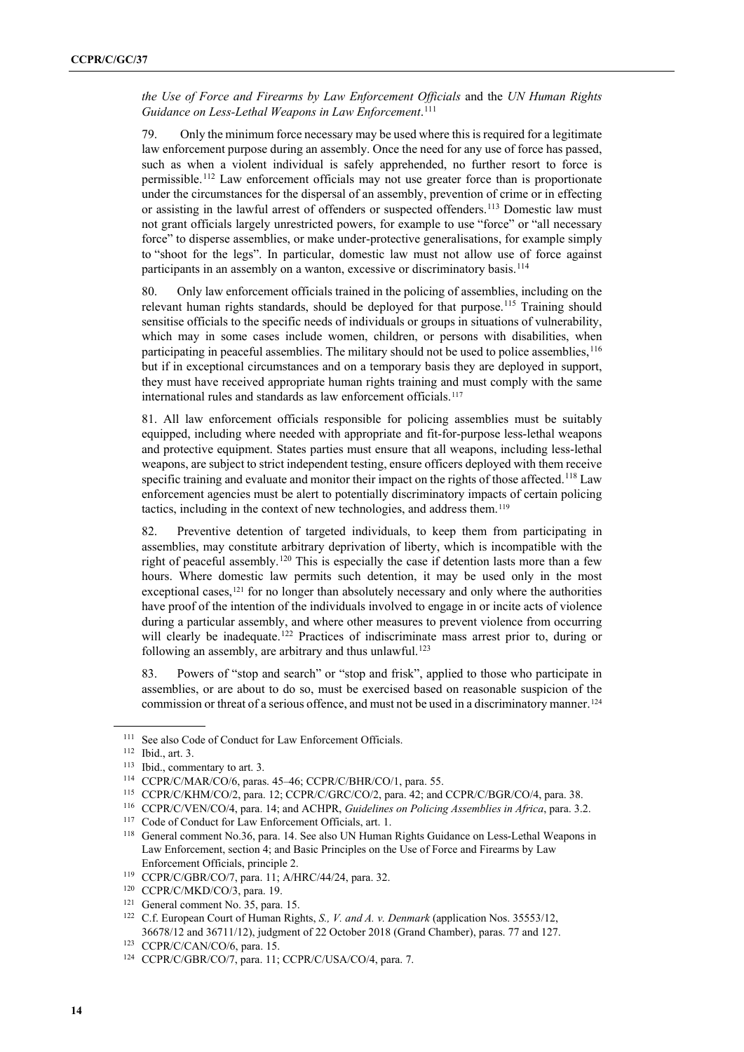*the Use of Force and Firearms by Law Enforcement Officials* and the *UN Human Rights Guidance on Less-Lethal Weapons in Law Enforcement*.[111]

79. Only the minimum force necessary may be used where this is required for a legitimate law enforcement purpose during an assembly. Once the need for any use of force has passed, such as when a violent individual is safely apprehended, no further resort to force is permissible.[112] Law enforcement officials may not use greater force than is proportionate under the circumstances for the dispersal of an assembly, prevention of crime or in effecting or assisting in the lawful arrest of offenders or suspected offenders.[113] Domestic law must not grant officials largely unrestricted powers, for example to use "force" or "all necessary force" to disperse assemblies, or make under-protective generalisations, for example simply to "shoot for the legs". In particular, domestic law must not allow use of force against participants in an assembly on a wanton, excessive or discriminatory basis.[114]

80. Only law enforcement officials trained in the policing of assemblies, including on the relevant human rights standards, should be deployed for that purpose.[115] Training should sensitise officials to the specific needs of individuals or groups in situations of vulnerability, which may in some cases include women, children, or persons with disabilities, when participating in peaceful assemblies. The military should not be used to police assemblies,[116] but if in exceptional circumstances and on a temporary basis they are deployed in support, they must have received appropriate human rights training and must comply with the same international rules and standards as law enforcement officials.[117]

81. All law enforcement officials responsible for policing assemblies must be suitably equipped, including where needed with appropriate and fit-for-purpose less-lethal weapons and protective equipment. States parties must ensure that all weapons, including less-lethal weapons, are subject to strict independent testing, ensure officers deployed with them receive specific training and evaluate and monitor their impact on the rights of those affected.[118] Law enforcement agencies must be alert to potentially discriminatory impacts of certain policing tactics, including in the context of new technologies, and address them.[119]

82. Preventive detention of targeted individuals, to keep them from participating in assemblies, may constitute arbitrary deprivation of liberty, which is incompatible with the right of peaceful assembly.[120] This is especially the case if detention lasts more than a few hours. Where domestic law permits such detention, it may be used only in the most exceptional cases,[121] for no longer than absolutely necessary and only where the authorities have proof of the intention of the individuals involved to engage in or incite acts of violence during a particular assembly, and where other measures to prevent violence from occurring will clearly be inadequate.[122] Practices of indiscriminate mass arrest prior to, during or following an assembly, are arbitrary and thus unlawful.[123]

83. Powers of "stop and search" or "stop and frisk", applied to those who participate in assemblies, or are about to do so, must be exercised based on reasonable suspicion of the commission or threat of a serious offence, and must not be used in a discriminatory manner.[124]

---

[111] See also Code of Conduct for Law Enforcement Officials.

[112] Ibid., art. 3.

[113] Ibid., commentary to art. 3.

[114] CCPR/C/MAR/CO/6, paras. 45–46; CCPR/C/BHR/CO/1, para. 55.

[115] CCPR/C/KHM/CO/2, para. 12; CCPR/C/GRC/CO/2, para. 42; and CCPR/C/BGR/CO/4, para. 38.

[116] CCPR/C/VEN/CO/4, para. 14; and ACHPR, *Guidelines on Policing Assemblies in Africa*, para. 3.2.

[117] Code of Conduct for Law Enforcement Officials, art. 1.

[118] General comment No.36, para. 14. See also UN Human Rights Guidance on Less-Lethal Weapons in Law Enforcement, section 4; and Basic Principles on the Use of Force and Firearms by Law Enforcement Officials, principle 2.

[119] CCPR/C/GBR/CO/7, para. 11; A/HRC/44/24, para. 32.

[120] CCPR/C/MKD/CO/3, para. 19.

[121] General comment No. 35, para. 15.

[122] C.f. European Court of Human Rights, *S., V. and A. v. Denmark* (application Nos. 35553/12, 36678/12 and 36711/12), judgment of 22 October 2018 (Grand Chamber), paras. 77 and 127.

[123] CCPR/C/CAN/CO/6, para. 15.

[124] CCPR/C/GBR/CO/7, para. 11; CCPR/C/USA/CO/4, para. 7.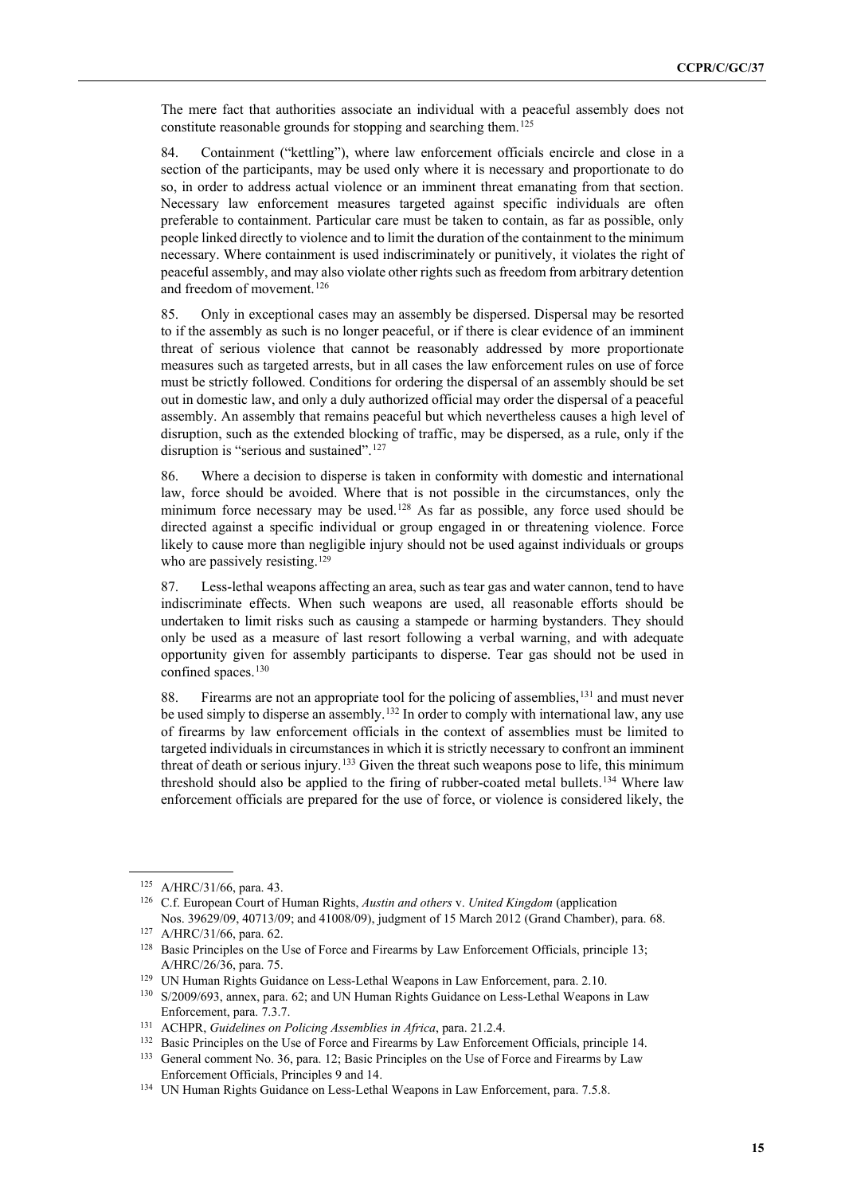The mere fact that authorities associate an individual with a peaceful assembly does not constitute reasonable grounds for stopping and searching them.[125]

84. Containment ("kettling"), where law enforcement officials encircle and close in a section of the participants, may be used only where it is necessary and proportionate to do so, in order to address actual violence or an imminent threat emanating from that section. Necessary law enforcement measures targeted against specific individuals are often preferable to containment. Particular care must be taken to contain, as far as possible, only people linked directly to violence and to limit the duration of the containment to the minimum necessary. Where containment is used indiscriminately or punitively, it violates the right of peaceful assembly, and may also violate other rights such as freedom from arbitrary detention and freedom of movement.[126]

85. Only in exceptional cases may an assembly be dispersed. Dispersal may be resorted to if the assembly as such is no longer peaceful, or if there is clear evidence of an imminent threat of serious violence that cannot be reasonably addressed by more proportionate measures such as targeted arrests, but in all cases the law enforcement rules on use of force must be strictly followed. Conditions for ordering the dispersal of an assembly should be set out in domestic law, and only a duly authorized official may order the dispersal of a peaceful assembly. An assembly that remains peaceful but which nevertheless causes a high level of disruption, such as the extended blocking of traffic, may be dispersed, as a rule, only if the disruption is "serious and sustained".[127]

86. Where a decision to disperse is taken in conformity with domestic and international law, force should be avoided. Where that is not possible in the circumstances, only the minimum force necessary may be used.[128] As far as possible, any force used should be directed against a specific individual or group engaged in or threatening violence. Force likely to cause more than negligible injury should not be used against individuals or groups who are passively resisting.[129]

87. Less-lethal weapons affecting an area, such as tear gas and water cannon, tend to have indiscriminate effects. When such weapons are used, all reasonable efforts should be undertaken to limit risks such as causing a stampede or harming bystanders. They should only be used as a measure of last resort following a verbal warning, and with adequate opportunity given for assembly participants to disperse. Tear gas should not be used in confined spaces.[130]

88. Firearms are not an appropriate tool for the policing of assemblies,[131] and must never be used simply to disperse an assembly.[132] In order to comply with international law, any use of firearms by law enforcement officials in the context of assemblies must be limited to targeted individuals in circumstances in which it is strictly necessary to confront an imminent threat of death or serious injury.[133] Given the threat such weapons pose to life, this minimum threshold should also be applied to the firing of rubber-coated metal bullets.[134] Where law enforcement officials are prepared for the use of force, or violence is considered likely, the

---

[125] A/HRC/31/66, para. 43.

[126] C.f. European Court of Human Rights, *Austin and others* v. *United Kingdom* (application Nos. 39629/09, 40713/09; and 41008/09), judgment of 15 March 2012 (Grand Chamber), para. 68.

[127] A/HRC/31/66, para. 62.

[128] Basic Principles on the Use of Force and Firearms by Law Enforcement Officials, principle 13; A/HRC/26/36, para. 75.

[129] UN Human Rights Guidance on Less-Lethal Weapons in Law Enforcement, para. 2.10.

[130] S/2009/693, annex, para. 62; and UN Human Rights Guidance on Less-Lethal Weapons in Law Enforcement, para. 7.3.7.

[131] ACHPR, *Guidelines on Policing Assemblies in Africa*, para. 21.2.4.

[132] Basic Principles on the Use of Force and Firearms by Law Enforcement Officials, principle 14.

[133] General comment No. 36, para. 12; Basic Principles on the Use of Force and Firearms by Law Enforcement Officials, Principles 9 and 14.

[134] UN Human Rights Guidance on Less-Lethal Weapons in Law Enforcement, para. 7.5.8.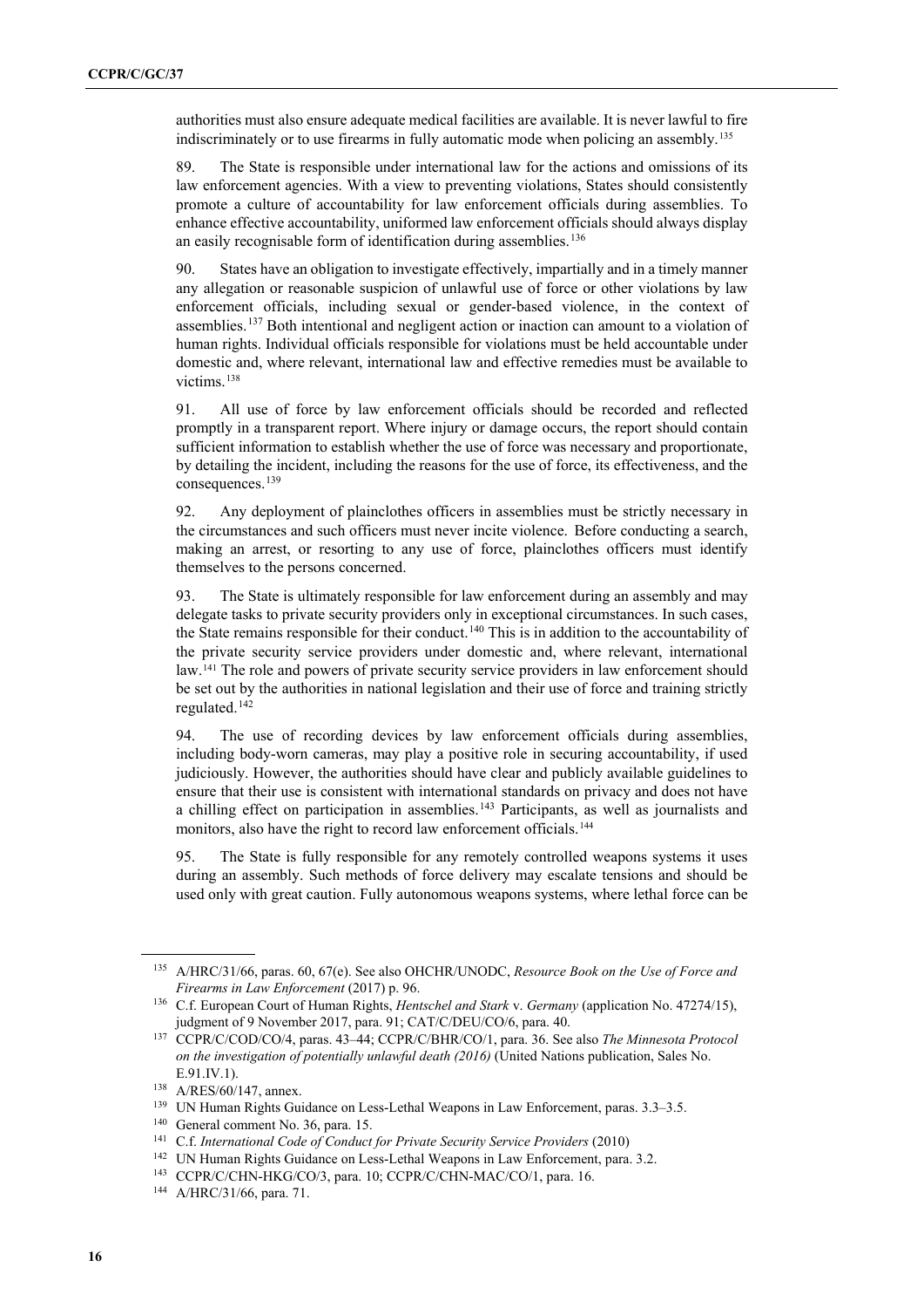authorities must also ensure adequate medical facilities are available. It is never lawful to fire indiscriminately or to use firearms in fully automatic mode when policing an assembly.[135]

89. The State is responsible under international law for the actions and omissions of its law enforcement agencies. With a view to preventing violations, States should consistently promote a culture of accountability for law enforcement officials during assemblies. To enhance effective accountability, uniformed law enforcement officials should always display an easily recognisable form of identification during assemblies.[136]

90. States have an obligation to investigate effectively, impartially and in a timely manner any allegation or reasonable suspicion of unlawful use of force or other violations by law enforcement officials, including sexual or gender-based violence, in the context of assemblies.[137] Both intentional and negligent action or inaction can amount to a violation of human rights. Individual officials responsible for violations must be held accountable under domestic and, where relevant, international law and effective remedies must be available to victims.[138]

91. All use of force by law enforcement officials should be recorded and reflected promptly in a transparent report. Where injury or damage occurs, the report should contain sufficient information to establish whether the use of force was necessary and proportionate, by detailing the incident, including the reasons for the use of force, its effectiveness, and the consequences.[139]

92. Any deployment of plainclothes officers in assemblies must be strictly necessary in the circumstances and such officers must never incite violence. Before conducting a search, making an arrest, or resorting to any use of force, plainclothes officers must identify themselves to the persons concerned.

93. The State is ultimately responsible for law enforcement during an assembly and may delegate tasks to private security providers only in exceptional circumstances. In such cases, the State remains responsible for their conduct.[140] This is in addition to the accountability of the private security service providers under domestic and, where relevant, international law.[141] The role and powers of private security service providers in law enforcement should be set out by the authorities in national legislation and their use of force and training strictly regulated.[142]

94. The use of recording devices by law enforcement officials during assemblies, including body-worn cameras, may play a positive role in securing accountability, if used judiciously. However, the authorities should have clear and publicly available guidelines to ensure that their use is consistent with international standards on privacy and does not have a chilling effect on participation in assemblies.[143] Participants, as well as journalists and monitors, also have the right to record law enforcement officials.[144]

95. The State is fully responsible for any remotely controlled weapons systems it uses during an assembly. Such methods of force delivery may escalate tensions and should be used only with great caution. Fully autonomous weapons systems, where lethal force can be

---

[135] A/HRC/31/66, paras. 60, 67(e). See also OHCHR/UNODC, *Resource Book on the Use of Force and Firearms in Law Enforcement* (2017) p. 96.

[136] C.f. European Court of Human Rights, *Hentschel and Stark* v. *Germany* (application No. 47274/15), judgment of 9 November 2017, para. 91; CAT/C/DEU/CO/6, para. 40.

[137] CCPR/C/COD/CO/4, paras. 43–44; CCPR/C/BHR/CO/1, para. 36. See also *The Minnesota Protocol on the investigation of potentially unlawful death (2016)* (United Nations publication, Sales No. E.91.IV.1).

[138] A/RES/60/147, annex.

[139] UN Human Rights Guidance on Less-Lethal Weapons in Law Enforcement, paras. 3.3–3.5.

[140] General comment No. 36, para. 15.

[141] C.f. *International Code of Conduct for Private Security Service Providers* (2010)

[142] UN Human Rights Guidance on Less-Lethal Weapons in Law Enforcement, para. 3.2.

[143] CCPR/C/CHN-HKG/CO/3, para. 10; CCPR/C/CHN-MAC/CO/1, para. 16.

[144] A/HRC/31/66, para. 71.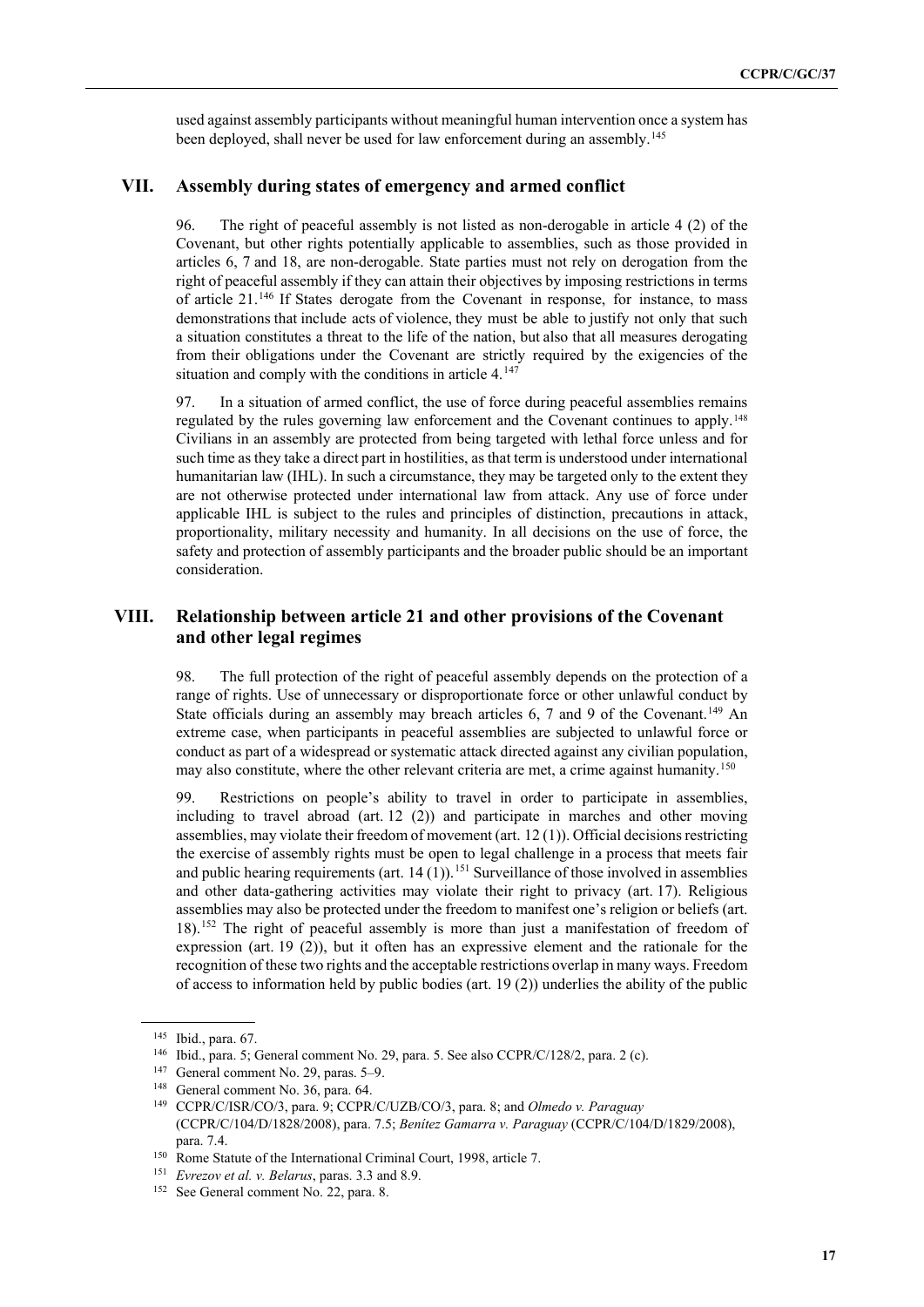used against assembly participants without meaningful human intervention once a system has been deployed, shall never be used for law enforcement during an assembly.[145]

## VII. Assembly during states of emergency and armed conflict

96. The right of peaceful assembly is not listed as non-derogable in article 4 (2) of the Covenant, but other rights potentially applicable to assemblies, such as those provided in articles 6, 7 and 18, are non-derogable. State parties must not rely on derogation from the right of peaceful assembly if they can attain their objectives by imposing restrictions in terms of article 21.[146] If States derogate from the Covenant in response, for instance, to mass demonstrations that include acts of violence, they must be able to justify not only that such a situation constitutes a threat to the life of the nation, but also that all measures derogating from their obligations under the Covenant are strictly required by the exigencies of the situation and comply with the conditions in article 4.[147]

97. In a situation of armed conflict, the use of force during peaceful assemblies remains regulated by the rules governing law enforcement and the Covenant continues to apply.[148] Civilians in an assembly are protected from being targeted with lethal force unless and for such time as they take a direct part in hostilities, as that term is understood under international humanitarian law (IHL). In such a circumstance, they may be targeted only to the extent they are not otherwise protected under international law from attack. Any use of force under applicable IHL is subject to the rules and principles of distinction, precautions in attack, proportionality, military necessity and humanity. In all decisions on the use of force, the safety and protection of assembly participants and the broader public should be an important consideration.

## VIII. Relationship between article 21 and other provisions of the Covenant and other legal regimes

98. The full protection of the right of peaceful assembly depends on the protection of a range of rights. Use of unnecessary or disproportionate force or other unlawful conduct by State officials during an assembly may breach articles 6, 7 and 9 of the Covenant.[149] An extreme case, when participants in peaceful assemblies are subjected to unlawful force or conduct as part of a widespread or systematic attack directed against any civilian population, may also constitute, where the other relevant criteria are met, a crime against humanity.[150]

99. Restrictions on people's ability to travel in order to participate in assemblies, including to travel abroad (art. 12 (2)) and participate in marches and other moving assemblies, may violate their freedom of movement (art. 12 (1)). Official decisions restricting the exercise of assembly rights must be open to legal challenge in a process that meets fair and public hearing requirements (art. 14 (1)).[151] Surveillance of those involved in assemblies and other data-gathering activities may violate their right to privacy (art. 17). Religious assemblies may also be protected under the freedom to manifest one's religion or beliefs (art. 18).[152] The right of peaceful assembly is more than just a manifestation of freedom of expression (art. 19 (2)), but it often has an expressive element and the rationale for the recognition of these two rights and the acceptable restrictions overlap in many ways. Freedom of access to information held by public bodies (art. 19 (2)) underlies the ability of the public

---

[145] Ibid., para. 67.

[146] Ibid., para. 5; General comment No. 29, para. 5. See also CCPR/C/128/2, para. 2 (c).

[147] General comment No. 29, paras. 5–9.

[148] General comment No. 36, para. 64.

[149] CCPR/C/ISR/CO/3, para. 9; CCPR/C/UZB/CO/3, para. 8; and *Olmedo v. Paraguay* (CCPR/C/104/D/1828/2008), para. 7.5; *Benítez Gamarra v. Paraguay* (CCPR/C/104/D/1829/2008), para. 7.4.

[150] Rome Statute of the International Criminal Court, 1998, article 7.

[151] *Evrezov et al. v. Belarus*, paras. 3.3 and 8.9.

[152] See General comment No. 22, para. 8.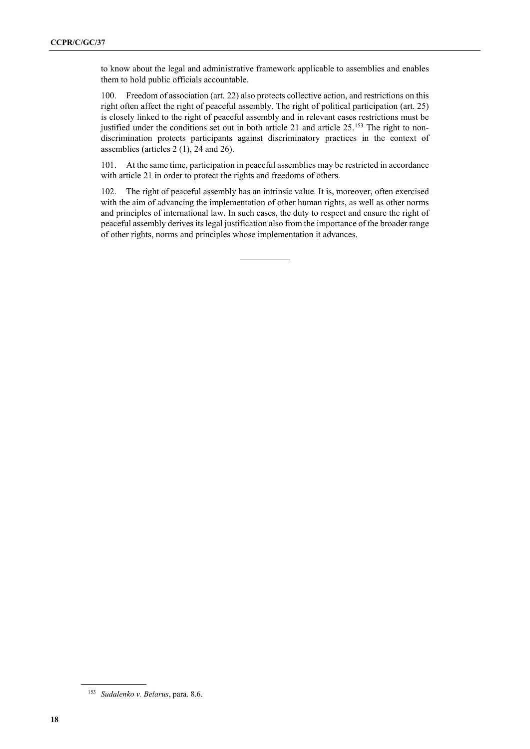to know about the legal and administrative framework applicable to assemblies and enables them to hold public officials accountable.

100. Freedom of association (art. 22) also protects collective action, and restrictions on this right often affect the right of peaceful assembly. The right of political participation (art. 25) is closely linked to the right of peaceful assembly and in relevant cases restrictions must be justified under the conditions set out in both article 21 and article 25.[153] The right to non-discrimination protects participants against discriminatory practices in the context of assemblies (articles 2 (1), 24 and 26).

101. At the same time, participation in peaceful assemblies may be restricted in accordance with article 21 in order to protect the rights and freedoms of others.

102. The right of peaceful assembly has an intrinsic value. It is, moreover, often exercised with the aim of advancing the implementation of other human rights, as well as other norms and principles of international law. In such cases, the duty to respect and ensure the right of peaceful assembly derives its legal justification also from the importance of the broader range of other rights, norms and principles whose implementation it advances.

---

[153] *Sudalenko v. Belarus*, para. 8.6.